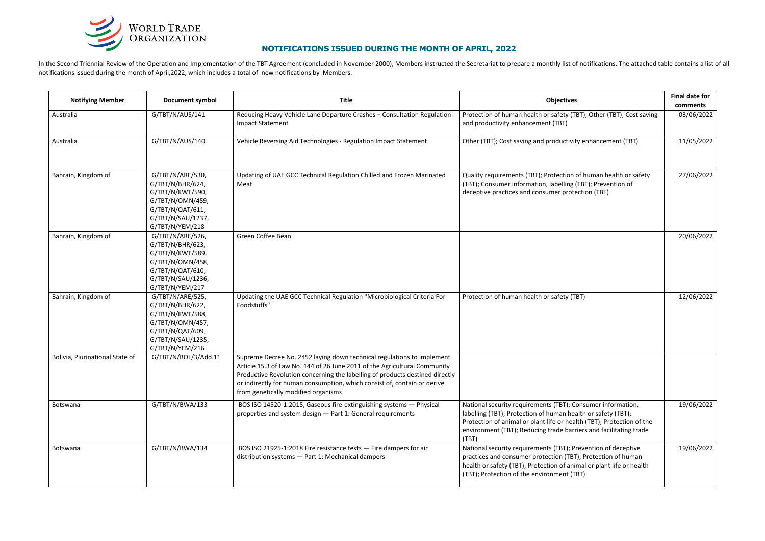WORLD TRADE ORGANIZATION

# NOTIFICATIONS ISSUED DURING THE MONTH OF APRIL, 2022

In the Second Triennial Review of the Operation and Implementation of the TBT Agreement (concluded in November 2000), Members instructed the Secretariat to prepare a monthly list of notifications. The attached table contains a list of all notifications issued during the month of April,2022, which includes a total of new notifications by Members.

| Notifying Member | Document symbol | Title | Objectives | Final date for comments |
|---|---|---|---|---|
| Australia | G/TBT/N/AUS/141 | Reducing Heavy Vehicle Lane Departure Crashes – Consultation Regulation Impact Statement | Protection of human health or safety (TBT); Other (TBT); Cost saving and productivity enhancement (TBT) | 03/06/2022 |
| Australia | G/TBT/N/AUS/140 | Vehicle Reversing Aid Technologies - Regulation Impact Statement | Other (TBT); Cost saving and productivity enhancement (TBT) | 11/05/2022 |
| Bahrain, Kingdom of | G/TBT/N/ARE/530, G/TBT/N/BHR/624, G/TBT/N/KWT/590, G/TBT/N/OMN/459, G/TBT/N/QAT/611, G/TBT/N/SAU/1237, G/TBT/N/YEM/218 | Updating of UAE GCC Technical Regulation Chilled and Frozen Marinated Meat | Quality requirements (TBT); Protection of human health or safety (TBT); Consumer information, labelling (TBT); Prevention of deceptive practices and consumer protection (TBT) | 27/06/2022 |
| Bahrain, Kingdom of | G/TBT/N/ARE/526, G/TBT/N/BHR/623, G/TBT/N/KWT/589, G/TBT/N/OMN/458, G/TBT/N/QAT/610, G/TBT/N/SAU/1236, G/TBT/N/YEM/217 | Green Coffee Bean | | 20/06/2022 |
| Bahrain, Kingdom of | G/TBT/N/ARE/525, G/TBT/N/BHR/622, G/TBT/N/KWT/588, G/TBT/N/OMN/457, G/TBT/N/QAT/609, G/TBT/N/SAU/1235, G/TBT/N/YEM/216 | Updating the UAE GCC Technical Regulation "Microbiological Criteria For Foodstuffs" | Protection of human health or safety (TBT) | 12/06/2022 |
| Bolivia, Plurinational State of | G/TBT/N/BOL/3/Add.11 | Supreme Decree No. 2452 laying down technical regulations to implement Article 15.3 of Law No. 144 of 26 June 2011 of the Agricultural Community Productive Revolution concerning the labelling of products destined directly or indirectly for human consumption, which consist of, contain or derive from genetically modified organisms | | |
| Botswana | G/TBT/N/BWA/133 | BOS ISO 14520-1:2015, Gaseous fire-extinguishing systems — Physical properties and system design — Part 1: General requirements | National security requirements (TBT); Consumer information, labelling (TBT); Protection of human health or safety (TBT); Protection of animal or plant life or health (TBT); Protection of the environment (TBT); Reducing trade barriers and facilitating trade (TBT) | 19/06/2022 |
| Botswana | G/TBT/N/BWA/134 | BOS ISO 21925-1:2018 Fire resistance tests — Fire dampers for air distribution systems — Part 1: Mechanical dampers | National security requirements (TBT); Prevention of deceptive practices and consumer protection (TBT); Protection of human health or safety (TBT); Protection of animal or plant life or health (TBT); Protection of the environment (TBT) | 19/06/2022 |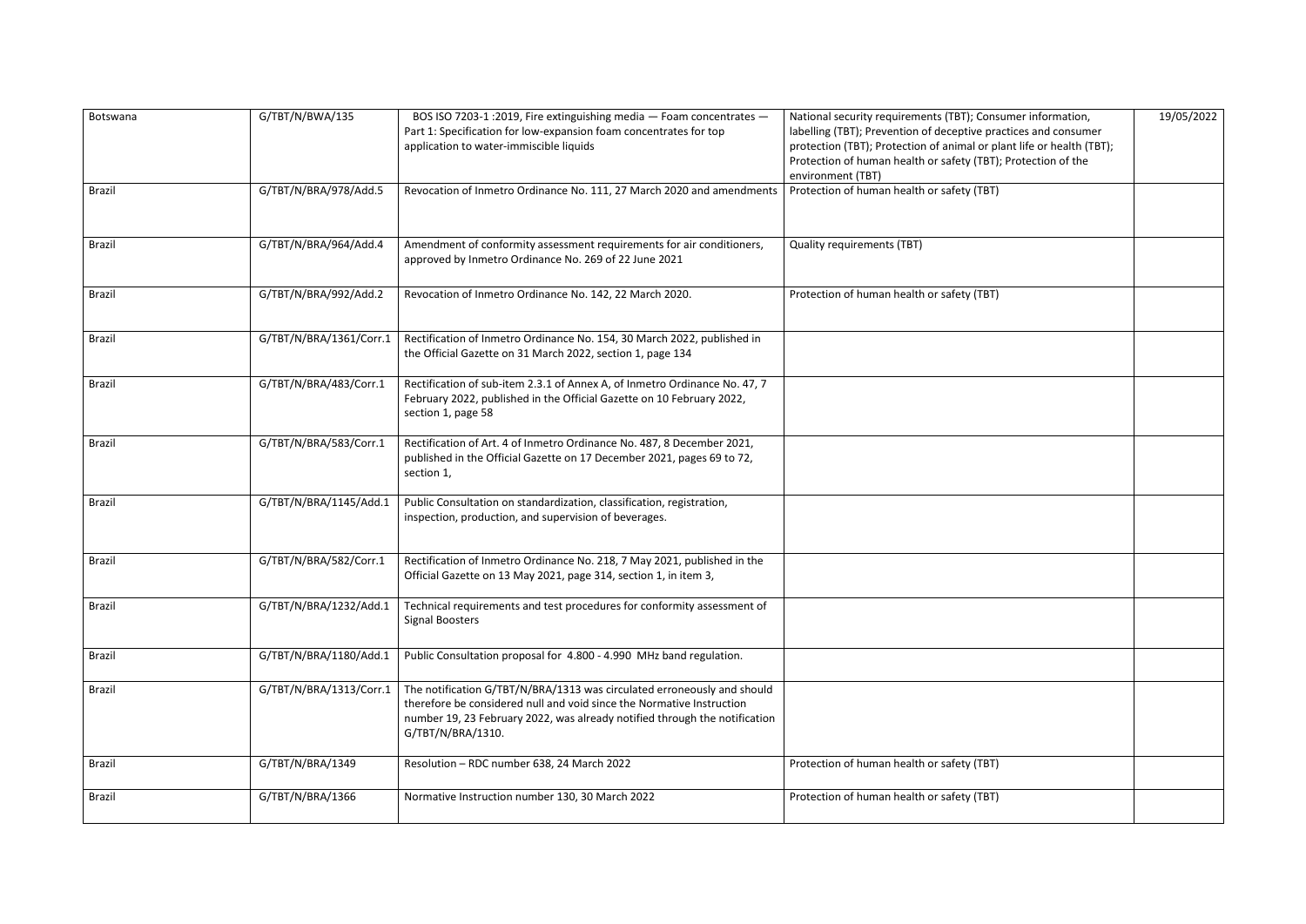| | | | | |
|---|---|---|---|---|
| Botswana | G/TBT/N/BWA/135 | BOS ISO 7203-1 :2019, Fire extinguishing media — Foam concentrates — Part 1: Specification for low-expansion foam concentrates for top application to water-immiscible liquids | National security requirements (TBT); Consumer information, labelling (TBT); Prevention of deceptive practices and consumer protection (TBT); Protection of animal or plant life or health (TBT); Protection of human health or safety (TBT); Protection of the environment (TBT) | 19/05/2022 |
| Brazil | G/TBT/N/BRA/978/Add.5 | Revocation of Inmetro Ordinance No. 111, 27 March 2020 and amendments | Protection of human health or safety (TBT) | |
| Brazil | G/TBT/N/BRA/964/Add.4 | Amendment of conformity assessment requirements for air conditioners, approved by Inmetro Ordinance No. 269 of 22 June 2021 | Quality requirements (TBT) | |
| Brazil | G/TBT/N/BRA/992/Add.2 | Revocation of Inmetro Ordinance No. 142, 22 March 2020. | Protection of human health or safety (TBT) | |
| Brazil | G/TBT/N/BRA/1361/Corr.1 | Rectification of Inmetro Ordinance No. 154, 30 March 2022, published in the Official Gazette on 31 March 2022, section 1, page 134 | | |
| Brazil | G/TBT/N/BRA/483/Corr.1 | Rectification of sub-item 2.3.1 of Annex A, of Inmetro Ordinance No. 47, 7 February 2022, published in the Official Gazette on 10 February 2022, section 1, page 58 | | |
| Brazil | G/TBT/N/BRA/583/Corr.1 | Rectification of Art. 4 of Inmetro Ordinance No. 487, 8 December 2021, published in the Official Gazette on 17 December 2021, pages 69 to 72, section 1, | | |
| Brazil | G/TBT/N/BRA/1145/Add.1 | Public Consultation on standardization, classification, registration, inspection, production, and supervision of beverages. | | |
| Brazil | G/TBT/N/BRA/582/Corr.1 | Rectification of Inmetro Ordinance No. 218, 7 May 2021, published in the Official Gazette on 13 May 2021, page 314, section 1, in item 3, | | |
| Brazil | G/TBT/N/BRA/1232/Add.1 | Technical requirements and test procedures for conformity assessment of Signal Boosters | | |
| Brazil | G/TBT/N/BRA/1180/Add.1 | Public Consultation proposal for 4.800 - 4.990 MHz band regulation. | | |
| Brazil | G/TBT/N/BRA/1313/Corr.1 | The notification G/TBT/N/BRA/1313 was circulated erroneously and should therefore be considered null and void since the Normative Instruction number 19, 23 February 2022, was already notified through the notification G/TBT/N/BRA/1310. | | |
| Brazil | G/TBT/N/BRA/1349 | Resolution – RDC number 638, 24 March 2022 | Protection of human health or safety (TBT) | |
| Brazil | G/TBT/N/BRA/1366 | Normative Instruction number 130, 30 March 2022 | Protection of human health or safety (TBT) | |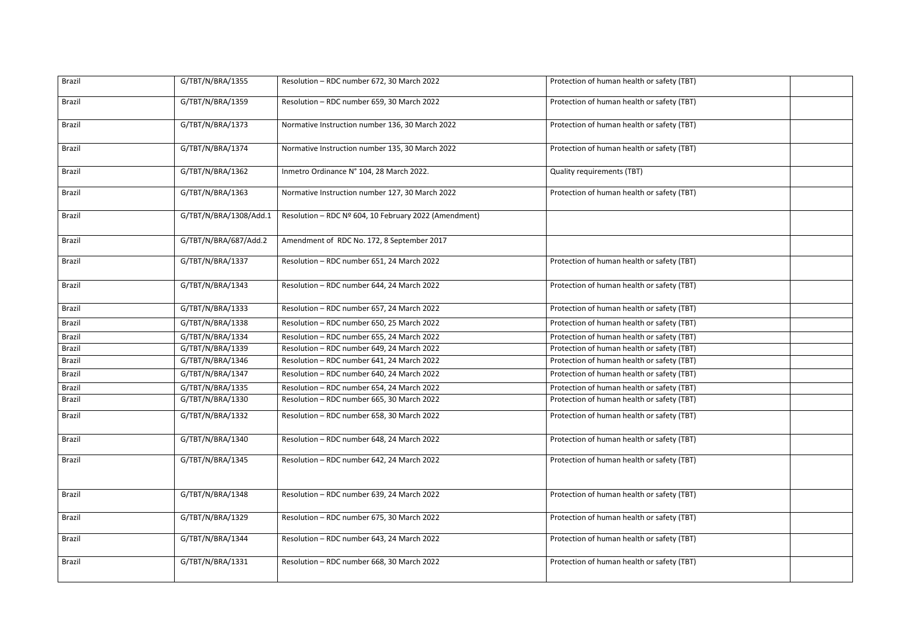| | | | | |
|---|---|---|---|---|
| Brazil | G/TBT/N/BRA/1355 | Resolution – RDC number 672, 30 March 2022 | Protection of human health or safety (TBT) | |
| Brazil | G/TBT/N/BRA/1359 | Resolution – RDC number 659, 30 March 2022 | Protection of human health or safety (TBT) | |
| Brazil | G/TBT/N/BRA/1373 | Normative Instruction number 136, 30 March 2022 | Protection of human health or safety (TBT) | |
| Brazil | G/TBT/N/BRA/1374 | Normative Instruction number 135, 30 March 2022 | Protection of human health or safety (TBT) | |
| Brazil | G/TBT/N/BRA/1362 | Inmetro Ordinance N° 104, 28 March 2022. | Quality requirements (TBT) | |
| Brazil | G/TBT/N/BRA/1363 | Normative Instruction number 127, 30 March 2022 | Protection of human health or safety (TBT) | |
| Brazil | G/TBT/N/BRA/1308/Add.1 | Resolution – RDC Nº 604, 10 February 2022 (Amendment) | | |
| Brazil | G/TBT/N/BRA/687/Add.2 | Amendment of RDC No. 172, 8 September 2017 | | |
| Brazil | G/TBT/N/BRA/1337 | Resolution – RDC number 651, 24 March 2022 | Protection of human health or safety (TBT) | |
| Brazil | G/TBT/N/BRA/1343 | Resolution – RDC number 644, 24 March 2022 | Protection of human health or safety (TBT) | |
| Brazil | G/TBT/N/BRA/1333 | Resolution – RDC number 657, 24 March 2022 | Protection of human health or safety (TBT) | |
| Brazil | G/TBT/N/BRA/1338 | Resolution – RDC number 650, 25 March 2022 | Protection of human health or safety (TBT) | |
| Brazil | G/TBT/N/BRA/1334 | Resolution – RDC number 655, 24 March 2022 | Protection of human health or safety (TBT) | |
| Brazil | G/TBT/N/BRA/1339 | Resolution – RDC number 649, 24 March 2022 | Protection of human health or safety (TBT) | |
| Brazil | G/TBT/N/BRA/1346 | Resolution – RDC number 641, 24 March 2022 | Protection of human health or safety (TBT) | |
| Brazil | G/TBT/N/BRA/1347 | Resolution – RDC number 640, 24 March 2022 | Protection of human health or safety (TBT) | |
| Brazil | G/TBT/N/BRA/1335 | Resolution – RDC number 654, 24 March 2022 | Protection of human health or safety (TBT) | |
| Brazil | G/TBT/N/BRA/1330 | Resolution – RDC number 665, 30 March 2022 | Protection of human health or safety (TBT) | |
| Brazil | G/TBT/N/BRA/1332 | Resolution – RDC number 658, 30 March 2022 | Protection of human health or safety (TBT) | |
| Brazil | G/TBT/N/BRA/1340 | Resolution – RDC number 648, 24 March 2022 | Protection of human health or safety (TBT) | |
| Brazil | G/TBT/N/BRA/1345 | Resolution – RDC number 642, 24 March 2022 | Protection of human health or safety (TBT) | |
| Brazil | G/TBT/N/BRA/1348 | Resolution – RDC number 639, 24 March 2022 | Protection of human health or safety (TBT) | |
| Brazil | G/TBT/N/BRA/1329 | Resolution – RDC number 675, 30 March 2022 | Protection of human health or safety (TBT) | |
| Brazil | G/TBT/N/BRA/1344 | Resolution – RDC number 643, 24 March 2022 | Protection of human health or safety (TBT) | |
| Brazil | G/TBT/N/BRA/1331 | Resolution – RDC number 668, 30 March 2022 | Protection of human health or safety (TBT) | |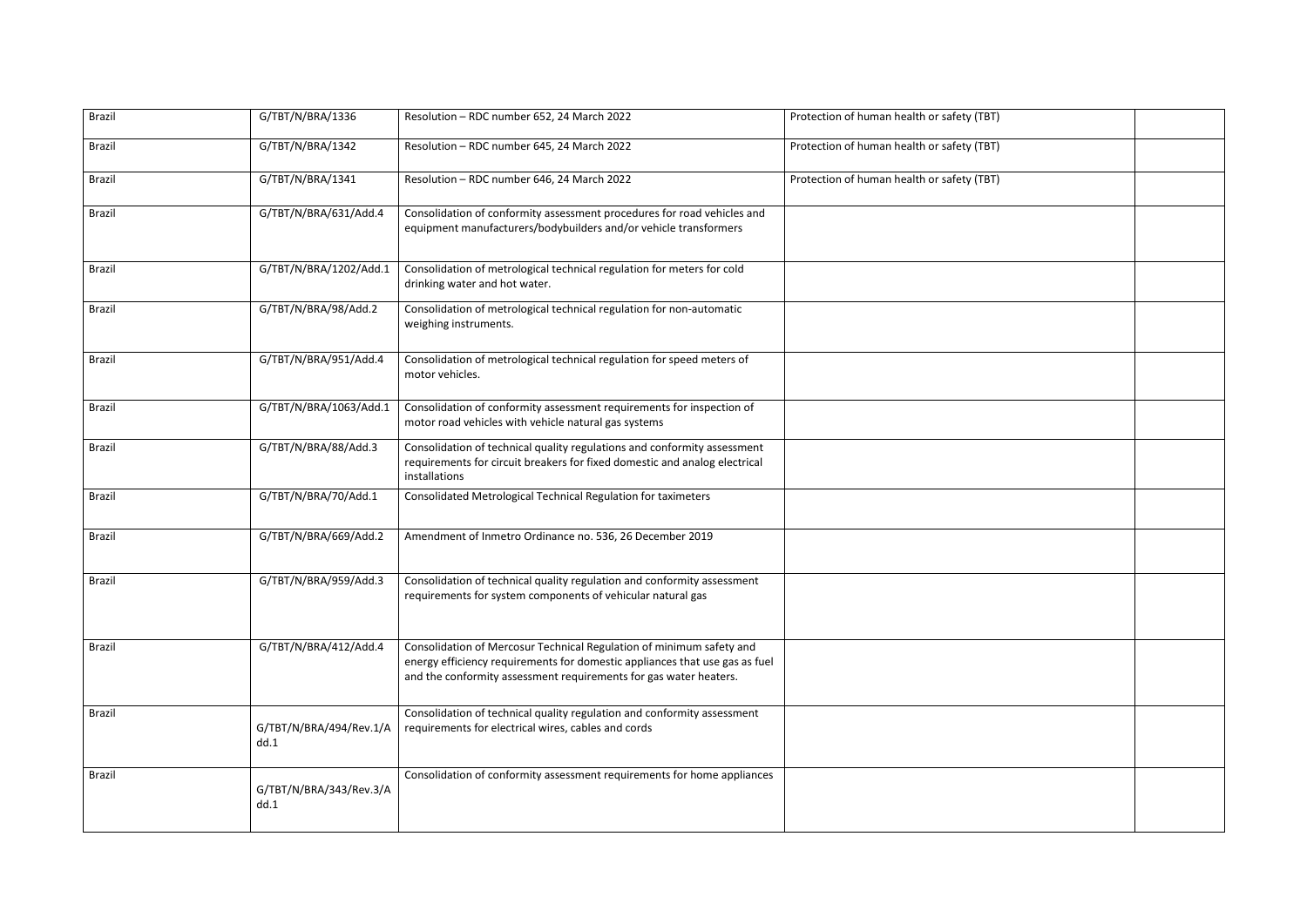| | | | | |
|---|---|---|---|---|
| Brazil | G/TBT/N/BRA/1336 | Resolution – RDC number 652, 24 March 2022 | Protection of human health or safety (TBT) | |
| Brazil | G/TBT/N/BRA/1342 | Resolution – RDC number 645, 24 March 2022 | Protection of human health or safety (TBT) | |
| Brazil | G/TBT/N/BRA/1341 | Resolution – RDC number 646, 24 March 2022 | Protection of human health or safety (TBT) | |
| Brazil | G/TBT/N/BRA/631/Add.4 | Consolidation of conformity assessment procedures for road vehicles and equipment manufacturers/bodybuilders and/or vehicle transformers | | |
| Brazil | G/TBT/N/BRA/1202/Add.1 | Consolidation of metrological technical regulation for meters for cold drinking water and hot water. | | |
| Brazil | G/TBT/N/BRA/98/Add.2 | Consolidation of metrological technical regulation for non-automatic weighing instruments. | | |
| Brazil | G/TBT/N/BRA/951/Add.4 | Consolidation of metrological technical regulation for speed meters of motor vehicles. | | |
| Brazil | G/TBT/N/BRA/1063/Add.1 | Consolidation of conformity assessment requirements for inspection of motor road vehicles with vehicle natural gas systems | | |
| Brazil | G/TBT/N/BRA/88/Add.3 | Consolidation of technical quality regulations and conformity assessment requirements for circuit breakers for fixed domestic and analog electrical installations | | |
| Brazil | G/TBT/N/BRA/70/Add.1 | Consolidated Metrological Technical Regulation for taximeters | | |
| Brazil | G/TBT/N/BRA/669/Add.2 | Amendment of Inmetro Ordinance no. 536, 26 December 2019 | | |
| Brazil | G/TBT/N/BRA/959/Add.3 | Consolidation of technical quality regulation and conformity assessment requirements for system components of vehicular natural gas | | |
| Brazil | G/TBT/N/BRA/412/Add.4 | Consolidation of Mercosur Technical Regulation of minimum safety and energy efficiency requirements for domestic appliances that use gas as fuel and the conformity assessment requirements for gas water heaters. | | |
| Brazil | G/TBT/N/BRA/494/Rev.1/Add.1 | Consolidation of technical quality regulation and conformity assessment requirements for electrical wires, cables and cords | | |
| Brazil | G/TBT/N/BRA/343/Rev.3/Add.1 | Consolidation of conformity assessment requirements for home appliances | | |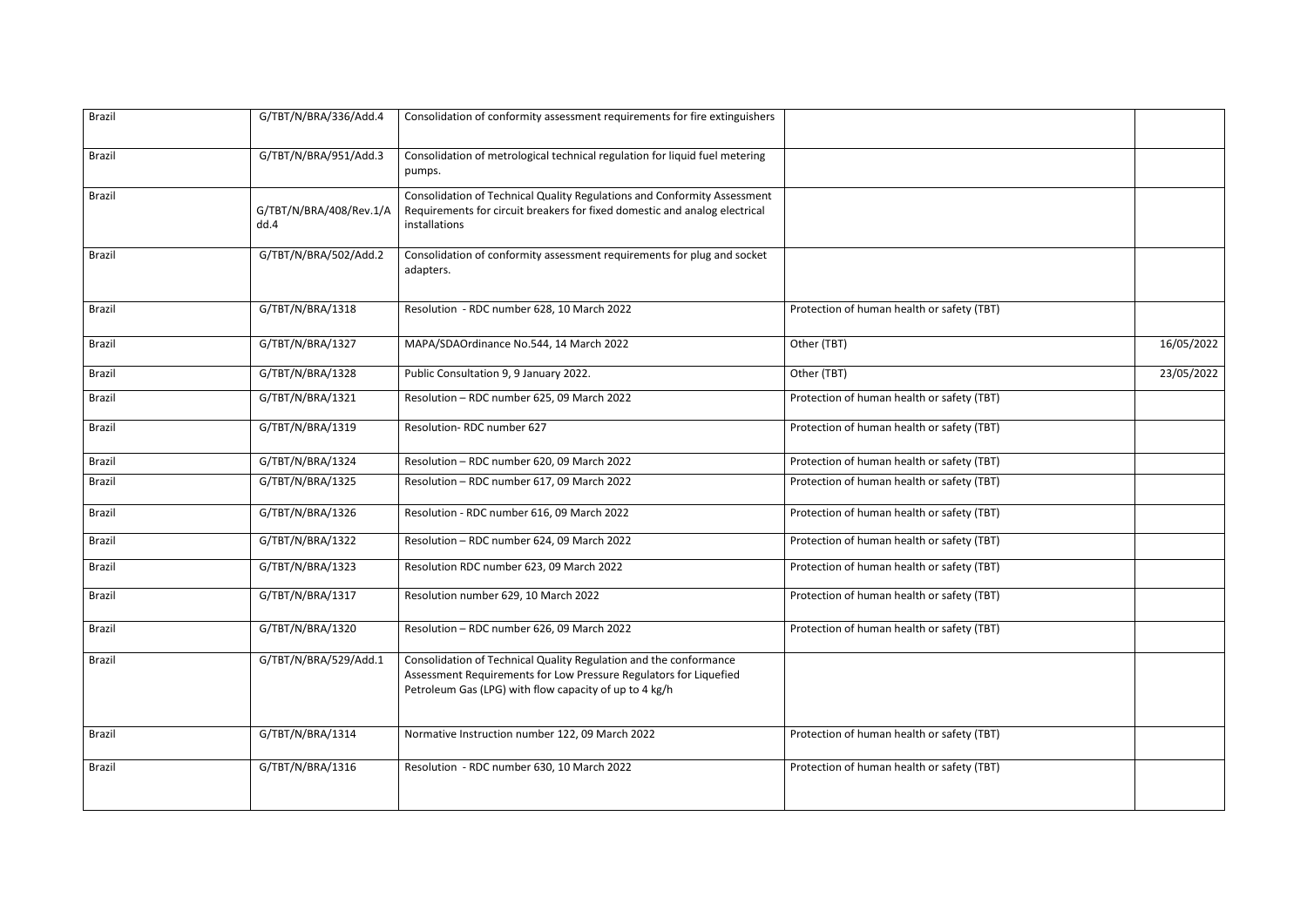| | | | | |
|---|---|---|---|---|
| Brazil | G/TBT/N/BRA/336/Add.4 | Consolidation of conformity assessment requirements for fire extinguishers | | |
| Brazil | G/TBT/N/BRA/951/Add.3 | Consolidation of metrological technical regulation for liquid fuel metering pumps. | | |
| Brazil | G/TBT/N/BRA/408/Rev.1/Add.4 | Consolidation of Technical Quality Regulations and Conformity Assessment Requirements for circuit breakers for fixed domestic and analog electrical installations | | |
| Brazil | G/TBT/N/BRA/502/Add.2 | Consolidation of conformity assessment requirements for plug and socket adapters. | | |
| Brazil | G/TBT/N/BRA/1318 | Resolution - RDC number 628, 10 March 2022 | Protection of human health or safety (TBT) | |
| Brazil | G/TBT/N/BRA/1327 | MAPA/SDAOrdinance No.544, 14 March 2022 | Other (TBT) | 16/05/2022 |
| Brazil | G/TBT/N/BRA/1328 | Public Consultation 9, 9 January 2022. | Other (TBT) | 23/05/2022 |
| Brazil | G/TBT/N/BRA/1321 | Resolution – RDC number 625, 09 March 2022 | Protection of human health or safety (TBT) | |
| Brazil | G/TBT/N/BRA/1319 | Resolution- RDC number 627 | Protection of human health or safety (TBT) | |
| Brazil | G/TBT/N/BRA/1324 | Resolution – RDC number 620, 09 March 2022 | Protection of human health or safety (TBT) | |
| Brazil | G/TBT/N/BRA/1325 | Resolution – RDC number 617, 09 March 2022 | Protection of human health or safety (TBT) | |
| Brazil | G/TBT/N/BRA/1326 | Resolution - RDC number 616, 09 March 2022 | Protection of human health or safety (TBT) | |
| Brazil | G/TBT/N/BRA/1322 | Resolution – RDC number 624, 09 March 2022 | Protection of human health or safety (TBT) | |
| Brazil | G/TBT/N/BRA/1323 | Resolution RDC number 623, 09 March 2022 | Protection of human health or safety (TBT) | |
| Brazil | G/TBT/N/BRA/1317 | Resolution number 629, 10 March 2022 | Protection of human health or safety (TBT) | |
| Brazil | G/TBT/N/BRA/1320 | Resolution – RDC number 626, 09 March 2022 | Protection of human health or safety (TBT) | |
| Brazil | G/TBT/N/BRA/529/Add.1 | Consolidation of Technical Quality Regulation and the conformance Assessment Requirements for Low Pressure Regulators for Liquefied Petroleum Gas (LPG) with flow capacity of up to 4 kg/h | | |
| Brazil | G/TBT/N/BRA/1314 | Normative Instruction number 122, 09 March 2022 | Protection of human health or safety (TBT) | |
| Brazil | G/TBT/N/BRA/1316 | Resolution - RDC number 630, 10 March 2022 | Protection of human health or safety (TBT) | |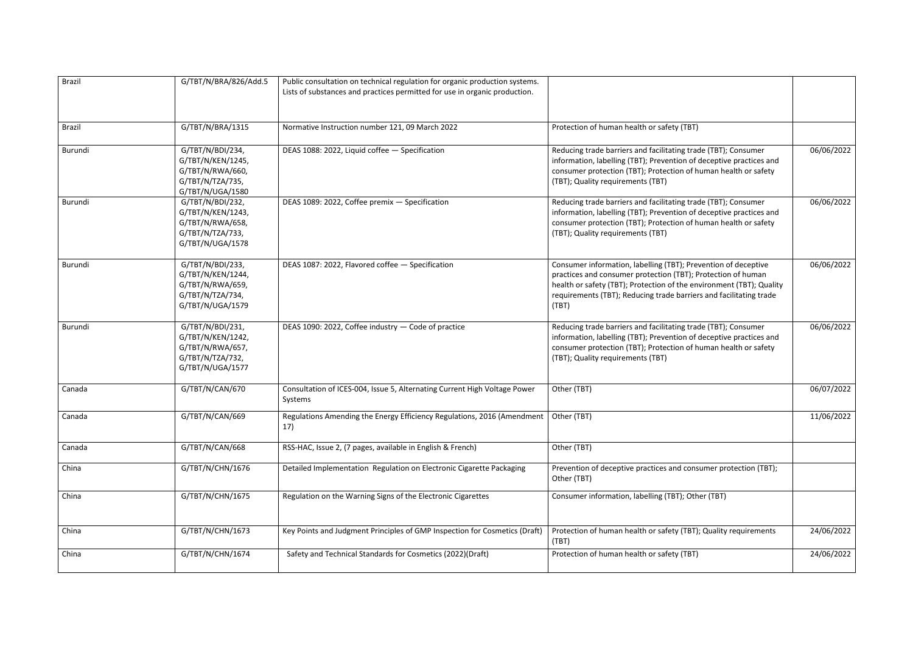| | | | | |
|---|---|---|---|---|
| Brazil | G/TBT/N/BRA/826/Add.5 | Public consultation on technical regulation for organic production systems. Lists of substances and practices permitted for use in organic production. | | |
| Brazil | G/TBT/N/BRA/1315 | Normative Instruction number 121, 09 March 2022 | Protection of human health or safety (TBT) | |
| Burundi | G/TBT/N/BDI/234, G/TBT/N/KEN/1245, G/TBT/N/RWA/660, G/TBT/N/TZA/735, G/TBT/N/UGA/1580 | DEAS 1088: 2022, Liquid coffee — Specification | Reducing trade barriers and facilitating trade (TBT); Consumer information, labelling (TBT); Prevention of deceptive practices and consumer protection (TBT); Protection of human health or safety (TBT); Quality requirements (TBT) | 06/06/2022 |
| Burundi | G/TBT/N/BDI/232, G/TBT/N/KEN/1243, G/TBT/N/RWA/658, G/TBT/N/TZA/733, G/TBT/N/UGA/1578 | DEAS 1089: 2022, Coffee premix — Specification | Reducing trade barriers and facilitating trade (TBT); Consumer information, labelling (TBT); Prevention of deceptive practices and consumer protection (TBT); Protection of human health or safety (TBT); Quality requirements (TBT) | 06/06/2022 |
| Burundi | G/TBT/N/BDI/233, G/TBT/N/KEN/1244, G/TBT/N/RWA/659, G/TBT/N/TZA/734, G/TBT/N/UGA/1579 | DEAS 1087: 2022, Flavored coffee — Specification | Consumer information, labelling (TBT); Prevention of deceptive practices and consumer protection (TBT); Protection of human health or safety (TBT); Protection of the environment (TBT); Quality requirements (TBT); Reducing trade barriers and facilitating trade (TBT) | 06/06/2022 |
| Burundi | G/TBT/N/BDI/231, G/TBT/N/KEN/1242, G/TBT/N/RWA/657, G/TBT/N/TZA/732, G/TBT/N/UGA/1577 | DEAS 1090: 2022, Coffee industry — Code of practice | Reducing trade barriers and facilitating trade (TBT); Consumer information, labelling (TBT); Prevention of deceptive practices and consumer protection (TBT); Protection of human health or safety (TBT); Quality requirements (TBT) | 06/06/2022 |
| Canada | G/TBT/N/CAN/670 | Consultation of ICES-004, Issue 5, Alternating Current High Voltage Power Systems | Other (TBT) | 06/07/2022 |
| Canada | G/TBT/N/CAN/669 | Regulations Amending the Energy Efficiency Regulations, 2016 (Amendment 17) | Other (TBT) | 11/06/2022 |
| Canada | G/TBT/N/CAN/668 | RSS-HAC, Issue 2, (7 pages, available in English & French) | Other (TBT) | |
| China | G/TBT/N/CHN/1676 | Detailed Implementation Regulation on Electronic Cigarette Packaging | Prevention of deceptive practices and consumer protection (TBT); Other (TBT) | |
| China | G/TBT/N/CHN/1675 | Regulation on the Warning Signs of the Electronic Cigarettes | Consumer information, labelling (TBT); Other (TBT) | |
| China | G/TBT/N/CHN/1673 | Key Points and Judgment Principles of GMP Inspection for Cosmetics (Draft) | Protection of human health or safety (TBT); Quality requirements (TBT) | 24/06/2022 |
| China | G/TBT/N/CHN/1674 | Safety and Technical Standards for Cosmetics (2022)(Draft) | Protection of human health or safety (TBT) | 24/06/2022 |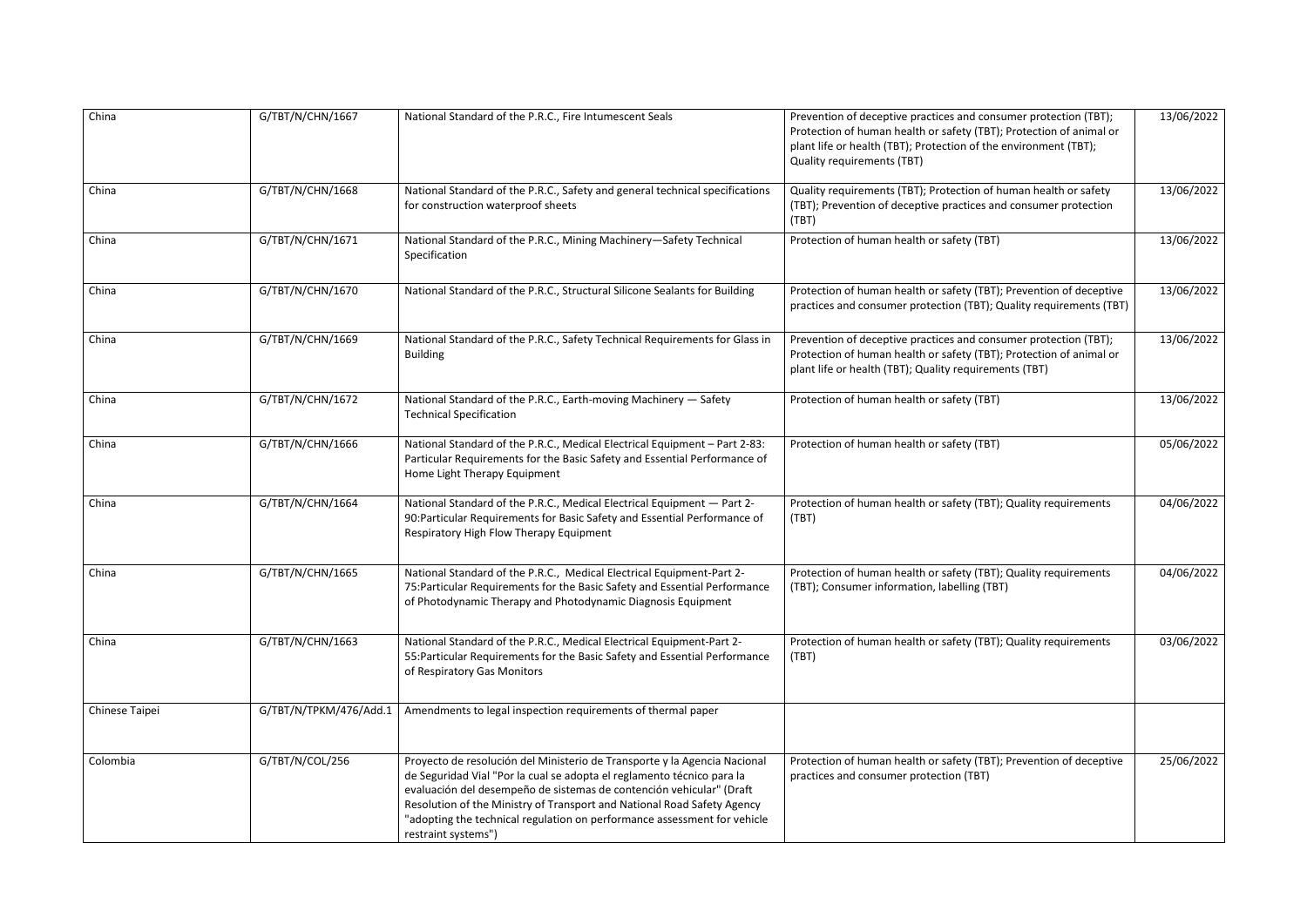| China | G/TBT/N/CHN/1667 | National Standard of the P.R.C., Fire Intumescent Seals | Prevention of deceptive practices and consumer protection (TBT); Protection of human health or safety (TBT); Protection of animal or plant life or health (TBT); Protection of the environment (TBT); Quality requirements (TBT) | 13/06/2022 |
|---|---|---|---|---|
| China | G/TBT/N/CHN/1668 | National Standard of the P.R.C., Safety and general technical specifications for construction waterproof sheets | Quality requirements (TBT); Protection of human health or safety (TBT); Prevention of deceptive practices and consumer protection (TBT) | 13/06/2022 |
| China | G/TBT/N/CHN/1671 | National Standard of the P.R.C., Mining Machinery—Safety Technical Specification | Protection of human health or safety (TBT) | 13/06/2022 |
| China | G/TBT/N/CHN/1670 | National Standard of the P.R.C., Structural Silicone Sealants for Building | Protection of human health or safety (TBT); Prevention of deceptive practices and consumer protection (TBT); Quality requirements (TBT) | 13/06/2022 |
| China | G/TBT/N/CHN/1669 | National Standard of the P.R.C., Safety Technical Requirements for Glass in Building | Prevention of deceptive practices and consumer protection (TBT); Protection of human health or safety (TBT); Protection of animal or plant life or health (TBT); Quality requirements (TBT) | 13/06/2022 |
| China | G/TBT/N/CHN/1672 | National Standard of the P.R.C., Earth-moving Machinery — Safety Technical Specification | Protection of human health or safety (TBT) | 13/06/2022 |
| China | G/TBT/N/CHN/1666 | National Standard of the P.R.C., Medical Electrical Equipment – Part 2-83: Particular Requirements for the Basic Safety and Essential Performance of Home Light Therapy Equipment | Protection of human health or safety (TBT) | 05/06/2022 |
| China | G/TBT/N/CHN/1664 | National Standard of the P.R.C., Medical Electrical Equipment — Part 2-90:Particular Requirements for Basic Safety and Essential Performance of Respiratory High Flow Therapy Equipment | Protection of human health or safety (TBT); Quality requirements (TBT) | 04/06/2022 |
| China | G/TBT/N/CHN/1665 | National Standard of the P.R.C., Medical Electrical Equipment-Part 2-75:Particular Requirements for the Basic Safety and Essential Performance of Photodynamic Therapy and Photodynamic Diagnosis Equipment | Protection of human health or safety (TBT); Quality requirements (TBT); Consumer information, labelling (TBT) | 04/06/2022 |
| China | G/TBT/N/CHN/1663 | National Standard of the P.R.C., Medical Electrical Equipment-Part 2-55:Particular Requirements for the Basic Safety and Essential Performance of Respiratory Gas Monitors | Protection of human health or safety (TBT); Quality requirements (TBT) | 03/06/2022 |
| Chinese Taipei | G/TBT/N/TPKM/476/Add.1 | Amendments to legal inspection requirements of thermal paper | | |
| Colombia | G/TBT/N/COL/256 | Proyecto de resolución del Ministerio de Transporte y la Agencia Nacional de Seguridad Vial "Por la cual se adopta el reglamento técnico para la evaluación del desempeño de sistemas de contención vehicular" (Draft Resolution of the Ministry of Transport and National Road Safety Agency "adopting the technical regulation on performance assessment for vehicle restraint systems") | Protection of human health or safety (TBT); Prevention of deceptive practices and consumer protection (TBT) | 25/06/2022 |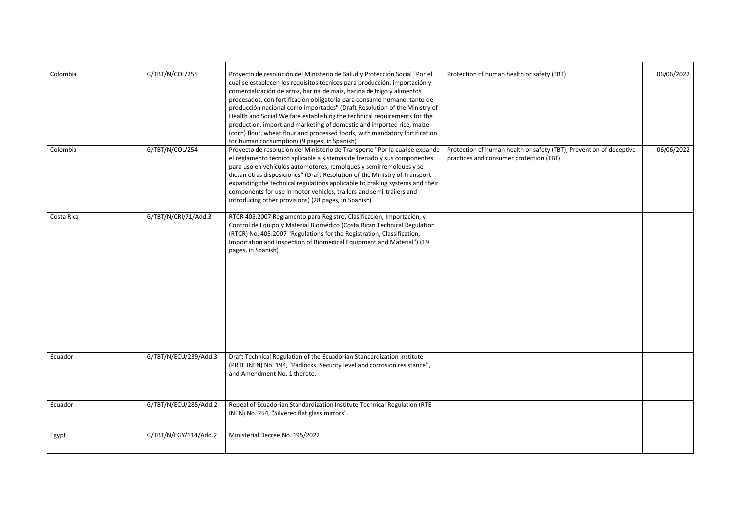| | | | | |
|---|---|---|---|---|
| Colombia | G/TBT/N/COL/255 | Proyecto de resolución del Ministerio de Salud y Protección Social "Por el cual se establecen los requisitos técnicos para producción, importación y comercialización de arroz, harina de maíz, harina de trigo y alimentos procesados, con fortificación obligatoria para consumo humano, tanto de producción nacional como importados" (Draft Resolution of the Ministry of Health and Social Welfare establishing the technical requirements for the production, import and marketing of domestic and imported rice, maize (corn) flour, wheat flour and processed foods, with mandatory fortification for human consumption) (9 pages, in Spanish) | Protection of human health or safety (TBT) | 06/06/2022 |
| Colombia | G/TBT/N/COL/254 | Proyecto de resolución del Ministerio de Transporte "Por la cual se expande el reglamento técnico aplicable a sistemas de frenado y sus componentes para uso en vehículos automotores, remolques y semirremolques y se dictan otras disposiciones" (Draft Resolution of the Ministry of Transport expanding the technical regulations applicable to braking systems and their components for use in motor vehicles, trailers and semi-trailers and introducing other provisions) (28 pages, in Spanish) | Protection of human health or safety (TBT); Prevention of deceptive practices and consumer protection (TBT) | 06/06/2022 |
| Costa Rica | G/TBT/N/CRI/71/Add.3 | RTCR 405:2007 Reglamento para Registro, Clasificación, Importación, y Control de Equipo y Material Biomédico (Costa Rican Technical Regulation (RTCR) No. 405:2007 "Regulations for the Registration, Classification, Importation and Inspection of Biomedical Equipment and Material") (19 pages, in Spanish) | | |
| Ecuador | G/TBT/N/ECU/239/Add.3 | Draft Technical Regulation of the Ecuadorian Standardization Institute (PRTE INEN) No. 194, "Padlocks. Security level and corrosion resistance", and Amendment No. 1 thereto. | | |
| Ecuador | G/TBT/N/ECU/285/Add.2 | Repeal of Ecuadorian Standardization Institute Technical Regulation (RTE INEN) No. 254, "Silvered flat glass mirrors". | | |
| Egypt | G/TBT/N/EGY/114/Add.2 | Ministerial Decree No. 195/2022 | | |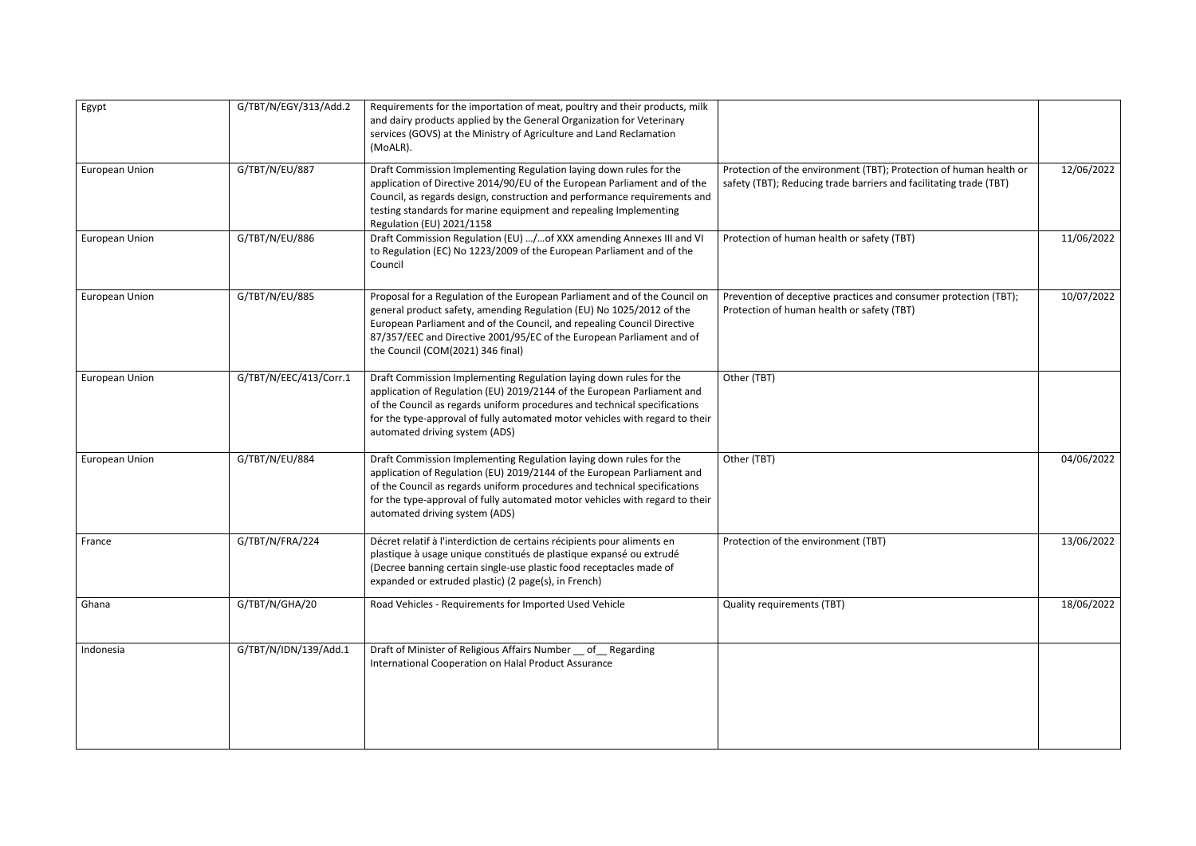| | | | | |
|---|---|---|---|---|
| Egypt | G/TBT/N/EGY/313/Add.2 | Requirements for the importation of meat, poultry and their products, milk and dairy products applied by the General Organization for Veterinary services (GOVS) at the Ministry of Agriculture and Land Reclamation (MoALR). | | |
| European Union | G/TBT/N/EU/887 | Draft Commission Implementing Regulation laying down rules for the application of Directive 2014/90/EU of the European Parliament and of the Council, as regards design, construction and performance requirements and testing standards for marine equipment and repealing Implementing Regulation (EU) 2021/1158 | Protection of the environment (TBT); Protection of human health or safety (TBT); Reducing trade barriers and facilitating trade (TBT) | 12/06/2022 |
| European Union | G/TBT/N/EU/886 | Draft Commission Regulation (EU) …/…of XXX amending Annexes III and VI to Regulation (EC) No 1223/2009 of the European Parliament and of the Council | Protection of human health or safety (TBT) | 11/06/2022 |
| European Union | G/TBT/N/EU/885 | Proposal for a Regulation of the European Parliament and of the Council on general product safety, amending Regulation (EU) No 1025/2012 of the European Parliament and of the Council, and repealing Council Directive 87/357/EEC and Directive 2001/95/EC of the European Parliament and of the Council (COM(2021) 346 final) | Prevention of deceptive practices and consumer protection (TBT); Protection of human health or safety (TBT) | 10/07/2022 |
| European Union | G/TBT/N/EEC/413/Corr.1 | Draft Commission Implementing Regulation laying down rules for the application of Regulation (EU) 2019/2144 of the European Parliament and of the Council as regards uniform procedures and technical specifications for the type-approval of fully automated motor vehicles with regard to their automated driving system (ADS) | Other (TBT) | |
| European Union | G/TBT/N/EU/884 | Draft Commission Implementing Regulation laying down rules for the application of Regulation (EU) 2019/2144 of the European Parliament and of the Council as regards uniform procedures and technical specifications for the type-approval of fully automated motor vehicles with regard to their automated driving system (ADS) | Other (TBT) | 04/06/2022 |
| France | G/TBT/N/FRA/224 | Décret relatif à l'interdiction de certains récipients pour aliments en plastique à usage unique constitués de plastique expansé ou extrudé (Decree banning certain single-use plastic food receptacles made of expanded or extruded plastic) (2 page(s), in French) | Protection of the environment (TBT) | 13/06/2022 |
| Ghana | G/TBT/N/GHA/20 | Road Vehicles - Requirements for Imported Used Vehicle | Quality requirements (TBT) | 18/06/2022 |
| Indonesia | G/TBT/N/IDN/139/Add.1 | Draft of Minister of Religious Affairs Number __ of__ Regarding International Cooperation on Halal Product Assurance | | |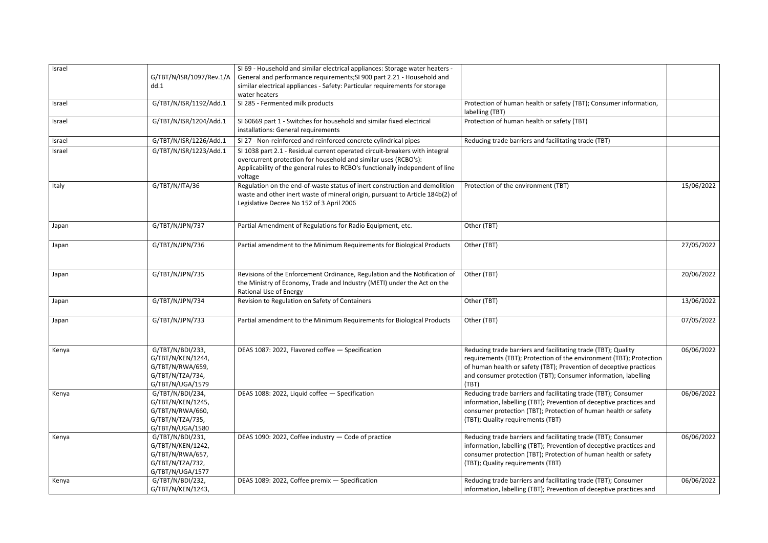| Israel | G/TBT/N/ISR/1097/Rev.1/Add.1 | SI 69 - Household and similar electrical appliances: Storage water heaters - General and performance requirements;SI 900 part 2.21 - Household and similar electrical appliances - Safety: Particular requirements for storage water heaters | | |
|---|---|---|---|---|
| Israel | G/TBT/N/ISR/1192/Add.1 | SI 285 - Fermented milk products | Protection of human health or safety (TBT); Consumer information, labelling (TBT) | |
| Israel | G/TBT/N/ISR/1204/Add.1 | SI 60669 part 1 - Switches for household and similar fixed electrical installations: General requirements | Protection of human health or safety (TBT) | |
| Israel | G/TBT/N/ISR/1226/Add.1 | SI 27 - Non-reinforced and reinforced concrete cylindrical pipes | Reducing trade barriers and facilitating trade (TBT) | |
| Israel | G/TBT/N/ISR/1223/Add.1 | SI 1038 part 2.1 - Residual current operated circuit-breakers with integral overcurrent protection for household and similar uses (RCBO's): Applicability of the general rules to RCBO's functionally independent of line voltage | | |
| Italy | G/TBT/N/ITA/36 | Regulation on the end-of-waste status of inert construction and demolition waste and other inert waste of mineral origin, pursuant to Article 184b(2) of Legislative Decree No 152 of 3 April 2006 | Protection of the environment (TBT) | 15/06/2022 |
| Japan | G/TBT/N/JPN/737 | Partial Amendment of Regulations for Radio Equipment, etc. | Other (TBT) | |
| Japan | G/TBT/N/JPN/736 | Partial amendment to the Minimum Requirements for Biological Products | Other (TBT) | 27/05/2022 |
| Japan | G/TBT/N/JPN/735 | Revisions of the Enforcement Ordinance, Regulation and the Notification of the Ministry of Economy, Trade and Industry (METI) under the Act on the Rational Use of Energy | Other (TBT) | 20/06/2022 |
| Japan | G/TBT/N/JPN/734 | Revision to Regulation on Safety of Containers | Other (TBT) | 13/06/2022 |
| Japan | G/TBT/N/JPN/733 | Partial amendment to the Minimum Requirements for Biological Products | Other (TBT) | 07/05/2022 |
| Kenya | G/TBT/N/BDI/233, G/TBT/N/KEN/1244, G/TBT/N/RWA/659, G/TBT/N/TZA/734, G/TBT/N/UGA/1579 | DEAS 1087: 2022, Flavored coffee — Specification | Reducing trade barriers and facilitating trade (TBT); Quality requirements (TBT); Protection of the environment (TBT); Protection of human health or safety (TBT); Prevention of deceptive practices and consumer protection (TBT); Consumer information, labelling (TBT) | 06/06/2022 |
| Kenya | G/TBT/N/BDI/234, G/TBT/N/KEN/1245, G/TBT/N/RWA/660, G/TBT/N/TZA/735, G/TBT/N/UGA/1580 | DEAS 1088: 2022, Liquid coffee — Specification | Reducing trade barriers and facilitating trade (TBT); Consumer information, labelling (TBT); Prevention of deceptive practices and consumer protection (TBT); Protection of human health or safety (TBT); Quality requirements (TBT) | 06/06/2022 |
| Kenya | G/TBT/N/BDI/231, G/TBT/N/KEN/1242, G/TBT/N/RWA/657, G/TBT/N/TZA/732, G/TBT/N/UGA/1577 | DEAS 1090: 2022, Coffee industry — Code of practice | Reducing trade barriers and facilitating trade (TBT); Consumer information, labelling (TBT); Prevention of deceptive practices and consumer protection (TBT); Protection of human health or safety (TBT); Quality requirements (TBT) | 06/06/2022 |
| Kenya | G/TBT/N/BDI/232, G/TBT/N/KEN/1243, | DEAS 1089: 2022, Coffee premix — Specification | Reducing trade barriers and facilitating trade (TBT); Consumer information, labelling (TBT); Prevention of deceptive practices and | 06/06/2022 |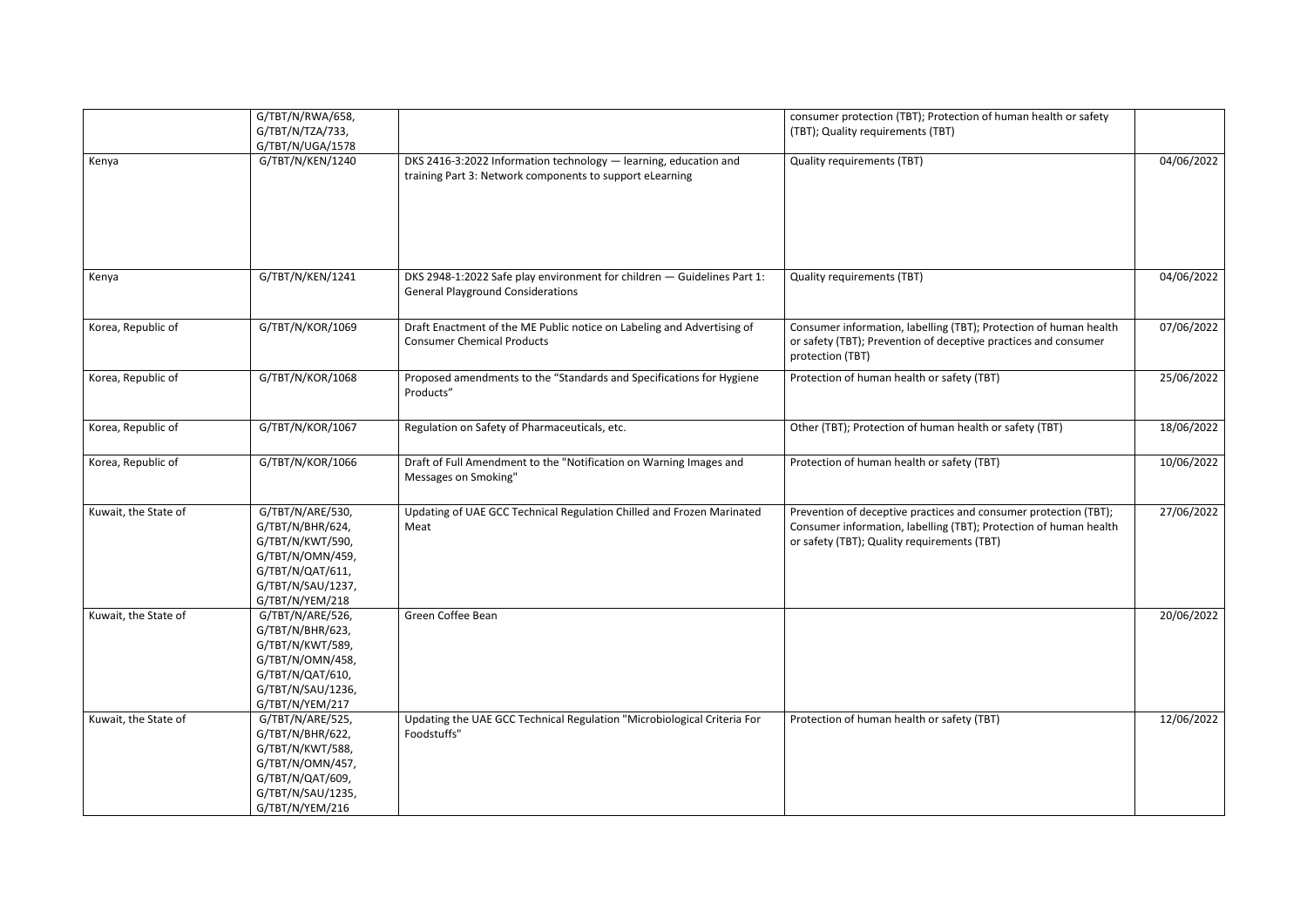| | | | | |
|---|---|---|---|---|
| | G/TBT/N/RWA/658, G/TBT/N/TZA/733, G/TBT/N/UGA/1578 | | consumer protection (TBT); Protection of human health or safety (TBT); Quality requirements (TBT) | |
| Kenya | G/TBT/N/KEN/1240 | DKS 2416-3:2022 Information technology — learning, education and training Part 3: Network components to support eLearning | Quality requirements (TBT) | 04/06/2022 |
| Kenya | G/TBT/N/KEN/1241 | DKS 2948-1:2022 Safe play environment for children — Guidelines Part 1: General Playground Considerations | Quality requirements (TBT) | 04/06/2022 |
| Korea, Republic of | G/TBT/N/KOR/1069 | Draft Enactment of the ME Public notice on Labeling and Advertising of Consumer Chemical Products | Consumer information, labelling (TBT); Protection of human health or safety (TBT); Prevention of deceptive practices and consumer protection (TBT) | 07/06/2022 |
| Korea, Republic of | G/TBT/N/KOR/1068 | Proposed amendments to the "Standards and Specifications for Hygiene Products" | Protection of human health or safety (TBT) | 25/06/2022 |
| Korea, Republic of | G/TBT/N/KOR/1067 | Regulation on Safety of Pharmaceuticals, etc. | Other (TBT); Protection of human health or safety (TBT) | 18/06/2022 |
| Korea, Republic of | G/TBT/N/KOR/1066 | Draft of Full Amendment to the "Notification on Warning Images and Messages on Smoking" | Protection of human health or safety (TBT) | 10/06/2022 |
| Kuwait, the State of | G/TBT/N/ARE/530, G/TBT/N/BHR/624, G/TBT/N/KWT/590, G/TBT/N/OMN/459, G/TBT/N/QAT/611, G/TBT/N/SAU/1237, G/TBT/N/YEM/218 | Updating of UAE GCC Technical Regulation Chilled and Frozen Marinated Meat | Prevention of deceptive practices and consumer protection (TBT); Consumer information, labelling (TBT); Protection of human health or safety (TBT); Quality requirements (TBT) | 27/06/2022 |
| Kuwait, the State of | G/TBT/N/ARE/526, G/TBT/N/BHR/623, G/TBT/N/KWT/589, G/TBT/N/OMN/458, G/TBT/N/QAT/610, G/TBT/N/SAU/1236, G/TBT/N/YEM/217 | Green Coffee Bean | | 20/06/2022 |
| Kuwait, the State of | G/TBT/N/ARE/525, G/TBT/N/BHR/622, G/TBT/N/KWT/588, G/TBT/N/OMN/457, G/TBT/N/QAT/609, G/TBT/N/SAU/1235, G/TBT/N/YEM/216 | Updating the UAE GCC Technical Regulation "Microbiological Criteria For Foodstuffs" | Protection of human health or safety (TBT) | 12/06/2022 |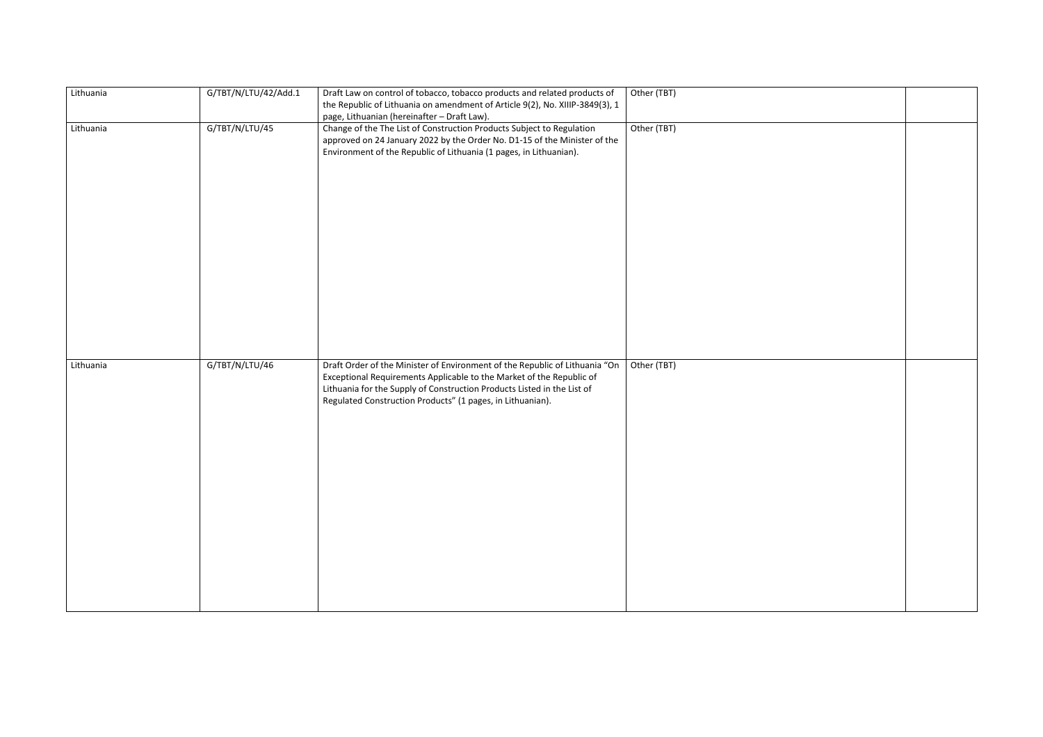| Lithuania | G/TBT/N/LTU/42/Add.1 | Draft Law on control of tobacco, tobacco products and related products of the Republic of Lithuania on amendment of Article 9(2), No. XIIIP-3849(3), 1 page, Lithuanian (hereinafter – Draft Law). | Other (TBT) | |
|---|---|---|---|---|
| Lithuania | G/TBT/N/LTU/45 | Change of the The List of Construction Products Subject to Regulation approved on 24 January 2022 by the Order No. D1-15 of the Minister of the Environment of the Republic of Lithuania (1 pages, in Lithuanian). | Other (TBT) | |
| Lithuania | G/TBT/N/LTU/46 | Draft Order of the Minister of Environment of the Republic of Lithuania "On Exceptional Requirements Applicable to the Market of the Republic of Lithuania for the Supply of Construction Products Listed in the List of Regulated Construction Products" (1 pages, in Lithuanian). | Other (TBT) | |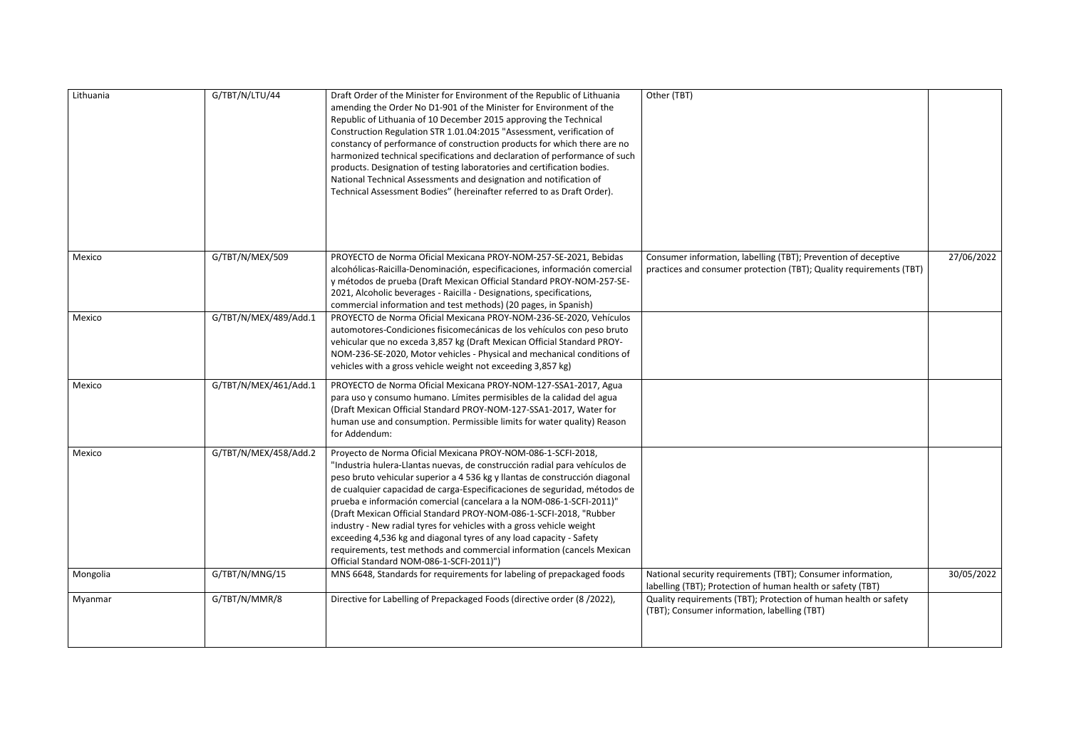| Lithuania | G/TBT/N/LTU/44 | Draft Order of the Minister for Environment of the Republic of Lithuania amending the Order No D1-901 of the Minister for Environment of the Republic of Lithuania of 10 December 2015 approving the Technical Construction Regulation STR 1.01.04:2015 "Assessment, verification of constancy of performance of construction products for which there are no harmonized technical specifications and declaration of performance of such products. Designation of testing laboratories and certification bodies. National Technical Assessments and designation and notification of Technical Assessment Bodies" (hereinafter referred to as Draft Order). | Other (TBT) | |
|---|---|---|---|---|
| Mexico | G/TBT/N/MEX/509 | PROYECTO de Norma Oficial Mexicana PROY-NOM-257-SE-2021, Bebidas alcohólicas-Raicilla-Denominación, especificaciones, información comercial y métodos de prueba (Draft Mexican Official Standard PROY-NOM-257-SE-2021, Alcoholic beverages - Raicilla - Designations, specifications, commercial information and test methods) (20 pages, in Spanish) | Consumer information, labelling (TBT); Prevention of deceptive practices and consumer protection (TBT); Quality requirements (TBT) | 27/06/2022 |
| Mexico | G/TBT/N/MEX/489/Add.1 | PROYECTO de Norma Oficial Mexicana PROY-NOM-236-SE-2020, Vehículos automotores-Condiciones fisicomecánicas de los vehículos con peso bruto vehicular que no exceda 3,857 kg (Draft Mexican Official Standard PROY-NOM-236-SE-2020, Motor vehicles - Physical and mechanical conditions of vehicles with a gross vehicle weight not exceeding 3,857 kg) | | |
| Mexico | G/TBT/N/MEX/461/Add.1 | PROYECTO de Norma Oficial Mexicana PROY-NOM-127-SSA1-2017, Agua para uso y consumo humano. Límites permisibles de la calidad del agua (Draft Mexican Official Standard PROY-NOM-127-SSA1-2017, Water for human use and consumption. Permissible limits for water quality) Reason for Addendum: | | |
| Mexico | G/TBT/N/MEX/458/Add.2 | Proyecto de Norma Oficial Mexicana PROY-NOM-086-1-SCFI-2018, "Industria hulera-Llantas nuevas, de construcción radial para vehículos de peso bruto vehicular superior a 4 536 kg y llantas de construcción diagonal de cualquier capacidad de carga-Especificaciones de seguridad, métodos de prueba e información comercial (cancelara a la NOM-086-1-SCFI-2011)" (Draft Mexican Official Standard PROY-NOM-086-1-SCFI-2018, "Rubber industry - New radial tyres for vehicles with a gross vehicle weight exceeding 4,536 kg and diagonal tyres of any load capacity - Safety requirements, test methods and commercial information (cancels Mexican Official Standard NOM-086-1-SCFI-2011)") | | |
| Mongolia | G/TBT/N/MNG/15 | MNS 6648, Standards for requirements for labeling of prepackaged foods | National security requirements (TBT); Consumer information, labelling (TBT); Protection of human health or safety (TBT) | 30/05/2022 |
| Myanmar | G/TBT/N/MMR/8 | Directive for Labelling of Prepackaged Foods (directive order (8 /2022), | Quality requirements (TBT); Protection of human health or safety (TBT); Consumer information, labelling (TBT) | |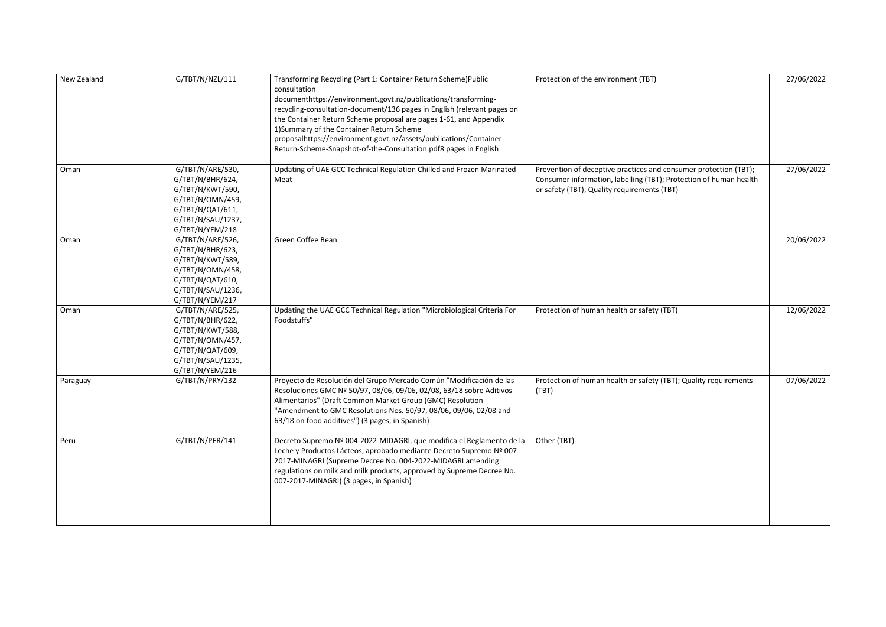| New Zealand | G/TBT/N/NZL/111 | Transforming Recycling (Part 1: Container Return Scheme)Public consultation documenthttps://environment.govt.nz/publications/transforming-recycling-consultation-document/136 pages in English (relevant pages on the Container Return Scheme proposal are pages 1-61, and Appendix 1)Summary of the Container Return Scheme proposalhttps://environment.govt.nz/assets/publications/Container-Return-Scheme-Snapshot-of-the-Consultation.pdf8 pages in English | Protection of the environment (TBT) | 27/06/2022 |
|---|---|---|---|---|
| Oman | G/TBT/N/ARE/530, G/TBT/N/BHR/624, G/TBT/N/KWT/590, G/TBT/N/OMN/459, G/TBT/N/QAT/611, G/TBT/N/SAU/1237, G/TBT/N/YEM/218 | Updating of UAE GCC Technical Regulation Chilled and Frozen Marinated Meat | Prevention of deceptive practices and consumer protection (TBT); Consumer information, labelling (TBT); Protection of human health or safety (TBT); Quality requirements (TBT) | 27/06/2022 |
| Oman | G/TBT/N/ARE/526, G/TBT/N/BHR/623, G/TBT/N/KWT/589, G/TBT/N/OMN/458, G/TBT/N/QAT/610, G/TBT/N/SAU/1236, G/TBT/N/YEM/217 | Green Coffee Bean | | 20/06/2022 |
| Oman | G/TBT/N/ARE/525, G/TBT/N/BHR/622, G/TBT/N/KWT/588, G/TBT/N/OMN/457, G/TBT/N/QAT/609, G/TBT/N/SAU/1235, G/TBT/N/YEM/216 | Updating the UAE GCC Technical Regulation "Microbiological Criteria For Foodstuffs" | Protection of human health or safety (TBT) | 12/06/2022 |
| Paraguay | G/TBT/N/PRY/132 | Proyecto de Resolución del Grupo Mercado Común "Modificación de las Resoluciones GMC Nº 50/97, 08/06, 09/06, 02/08, 63/18 sobre Aditivos Alimentarios" (Draft Common Market Group (GMC) Resolution "Amendment to GMC Resolutions Nos. 50/97, 08/06, 09/06, 02/08 and 63/18 on food additives") (3 pages, in Spanish) | Protection of human health or safety (TBT); Quality requirements (TBT) | 07/06/2022 |
| Peru | G/TBT/N/PER/141 | Decreto Supremo Nº 004-2022-MIDAGRI, que modifica el Reglamento de la Leche y Productos Lácteos, aprobado mediante Decreto Supremo Nº 007-2017-MINAGRI (Supreme Decree No. 004-2022-MIDAGRI amending regulations on milk and milk products, approved by Supreme Decree No. 007-2017-MINAGRI) (3 pages, in Spanish) | Other (TBT) | |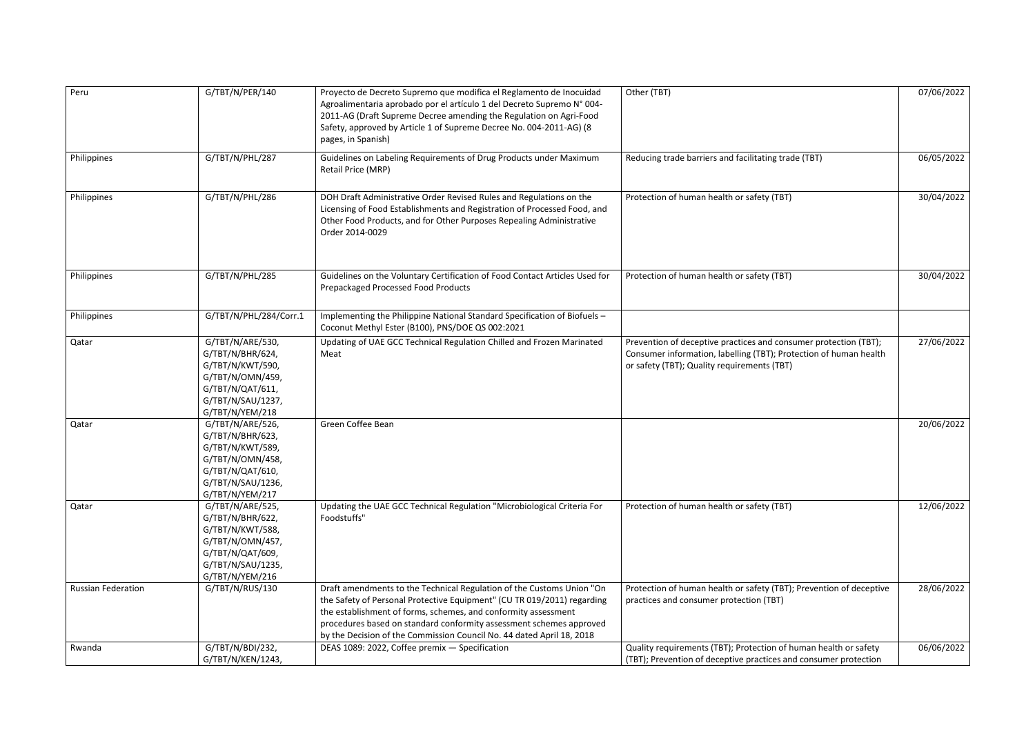| Peru | G/TBT/N/PER/140 | Proyecto de Decreto Supremo que modifica el Reglamento de Inocuidad Agroalimentaria aprobado por el artículo 1 del Decreto Supremo N° 004-2011-AG (Draft Supreme Decree amending the Regulation on Agri-Food Safety, approved by Article 1 of Supreme Decree No. 004-2011-AG) (8 pages, in Spanish) | Other (TBT) | 07/06/2022 |
|---|---|---|---|---|
| Philippines | G/TBT/N/PHL/287 | Guidelines on Labeling Requirements of Drug Products under Maximum Retail Price (MRP) | Reducing trade barriers and facilitating trade (TBT) | 06/05/2022 |
| Philippines | G/TBT/N/PHL/286 | DOH Draft Administrative Order Revised Rules and Regulations on the Licensing of Food Establishments and Registration of Processed Food, and Other Food Products, and for Other Purposes Repealing Administrative Order 2014-0029 | Protection of human health or safety (TBT) | 30/04/2022 |
| Philippines | G/TBT/N/PHL/285 | Guidelines on the Voluntary Certification of Food Contact Articles Used for Prepackaged Processed Food Products | Protection of human health or safety (TBT) | 30/04/2022 |
| Philippines | G/TBT/N/PHL/284/Corr.1 | Implementing the Philippine National Standard Specification of Biofuels – Coconut Methyl Ester (B100), PNS/DOE QS 002:2021 | | |
| Qatar | G/TBT/N/ARE/530, G/TBT/N/BHR/624, G/TBT/N/KWT/590, G/TBT/N/OMN/459, G/TBT/N/QAT/611, G/TBT/N/SAU/1237, G/TBT/N/YEM/218 | Updating of UAE GCC Technical Regulation Chilled and Frozen Marinated Meat | Prevention of deceptive practices and consumer protection (TBT); Consumer information, labelling (TBT); Protection of human health or safety (TBT); Quality requirements (TBT) | 27/06/2022 |
| Qatar | G/TBT/N/ARE/526, G/TBT/N/BHR/623, G/TBT/N/KWT/589, G/TBT/N/OMN/458, G/TBT/N/QAT/610, G/TBT/N/SAU/1236, G/TBT/N/YEM/217 | Green Coffee Bean | | 20/06/2022 |
| Qatar | G/TBT/N/ARE/525, G/TBT/N/BHR/622, G/TBT/N/KWT/588, G/TBT/N/OMN/457, G/TBT/N/QAT/609, G/TBT/N/SAU/1235, G/TBT/N/YEM/216 | Updating the UAE GCC Technical Regulation "Microbiological Criteria For Foodstuffs" | Protection of human health or safety (TBT) | 12/06/2022 |
| Russian Federation | G/TBT/N/RUS/130 | Draft amendments to the Technical Regulation of the Customs Union "On the Safety of Personal Protective Equipment" (CU TR 019/2011) regarding the establishment of forms, schemes, and conformity assessment procedures based on standard conformity assessment schemes approved by the Decision of the Commission Council No. 44 dated April 18, 2018 | Protection of human health or safety (TBT); Prevention of deceptive practices and consumer protection (TBT) | 28/06/2022 |
| Rwanda | G/TBT/N/BDI/232, G/TBT/N/KEN/1243, | DEAS 1089: 2022, Coffee premix — Specification | Quality requirements (TBT); Protection of human health or safety (TBT); Prevention of deceptive practices and consumer protection | 06/06/2022 |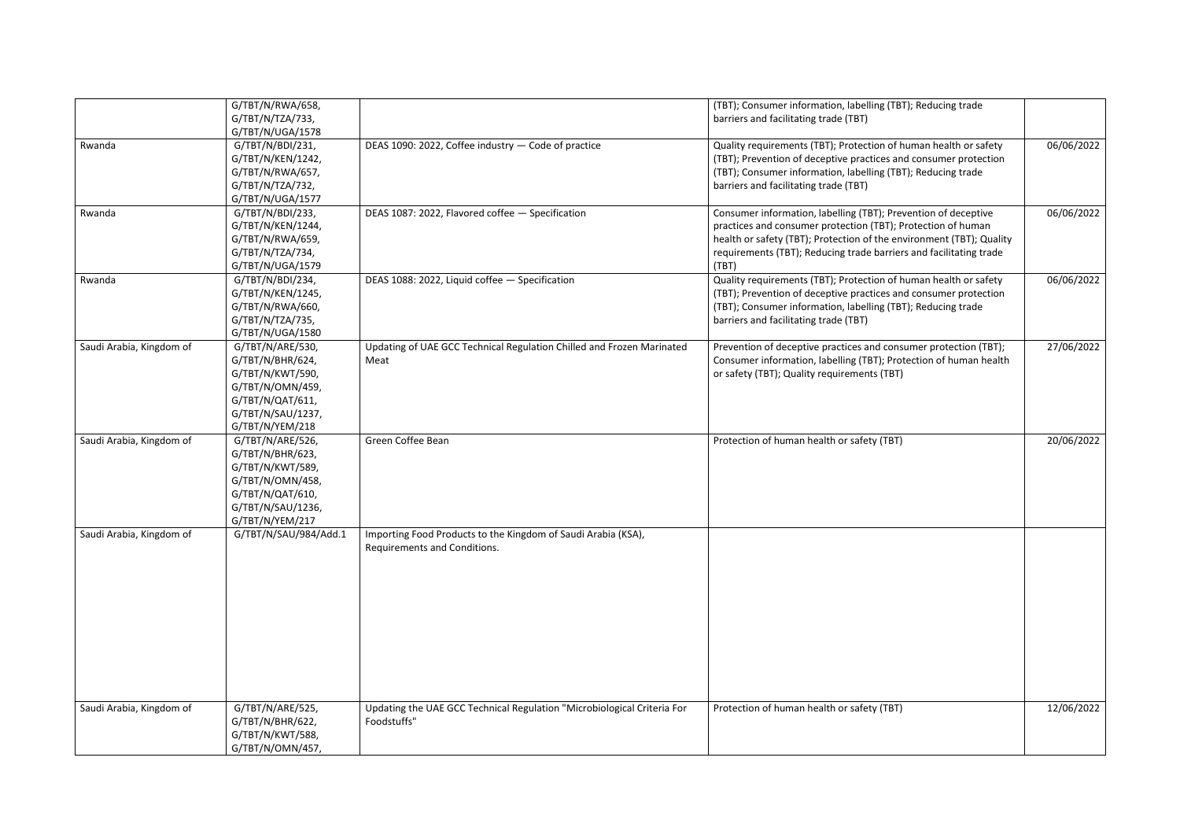| | | | | |
|---|---|---|---|---|
| | G/TBT/N/RWA/658, G/TBT/N/TZA/733, G/TBT/N/UGA/1578 | | (TBT); Consumer information, labelling (TBT); Reducing trade barriers and facilitating trade (TBT) | |
| Rwanda | G/TBT/N/BDI/231, G/TBT/N/KEN/1242, G/TBT/N/RWA/657, G/TBT/N/TZA/732, G/TBT/N/UGA/1577 | DEAS 1090: 2022, Coffee industry — Code of practice | Quality requirements (TBT); Protection of human health or safety (TBT); Prevention of deceptive practices and consumer protection (TBT); Consumer information, labelling (TBT); Reducing trade barriers and facilitating trade (TBT) | 06/06/2022 |
| Rwanda | G/TBT/N/BDI/233, G/TBT/N/KEN/1244, G/TBT/N/RWA/659, G/TBT/N/TZA/734, G/TBT/N/UGA/1579 | DEAS 1087: 2022, Flavored coffee — Specification | Consumer information, labelling (TBT); Prevention of deceptive practices and consumer protection (TBT); Protection of human health or safety (TBT); Protection of the environment (TBT); Quality requirements (TBT); Reducing trade barriers and facilitating trade (TBT) | 06/06/2022 |
| Rwanda | G/TBT/N/BDI/234, G/TBT/N/KEN/1245, G/TBT/N/RWA/660, G/TBT/N/TZA/735, G/TBT/N/UGA/1580 | DEAS 1088: 2022, Liquid coffee — Specification | Quality requirements (TBT); Protection of human health or safety (TBT); Prevention of deceptive practices and consumer protection (TBT); Consumer information, labelling (TBT); Reducing trade barriers and facilitating trade (TBT) | 06/06/2022 |
| Saudi Arabia, Kingdom of | G/TBT/N/ARE/530, G/TBT/N/BHR/624, G/TBT/N/KWT/590, G/TBT/N/OMN/459, G/TBT/N/QAT/611, G/TBT/N/SAU/1237, G/TBT/N/YEM/218 | Updating of UAE GCC Technical Regulation Chilled and Frozen Marinated Meat | Prevention of deceptive practices and consumer protection (TBT); Consumer information, labelling (TBT); Protection of human health or safety (TBT); Quality requirements (TBT) | 27/06/2022 |
| Saudi Arabia, Kingdom of | G/TBT/N/ARE/526, G/TBT/N/BHR/623, G/TBT/N/KWT/589, G/TBT/N/OMN/458, G/TBT/N/QAT/610, G/TBT/N/SAU/1236, G/TBT/N/YEM/217 | Green Coffee Bean | Protection of human health or safety (TBT) | 20/06/2022 |
| Saudi Arabia, Kingdom of | G/TBT/N/SAU/984/Add.1 | Importing Food Products to the Kingdom of Saudi Arabia (KSA), Requirements and Conditions. | | |
| Saudi Arabia, Kingdom of | G/TBT/N/ARE/525, G/TBT/N/BHR/622, G/TBT/N/KWT/588, G/TBT/N/OMN/457, | Updating the UAE GCC Technical Regulation "Microbiological Criteria For Foodstuffs" | Protection of human health or safety (TBT) | 12/06/2022 |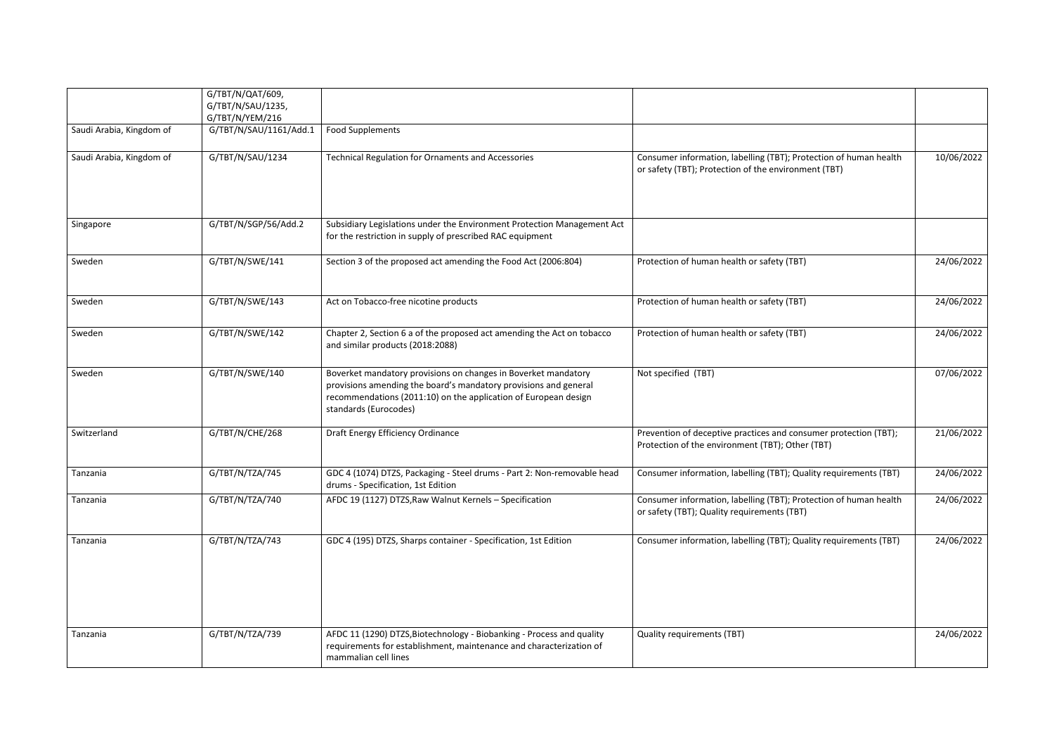| | G/TBT/N/QAT/609, G/TBT/N/SAU/1235, G/TBT/N/YEM/216 | | | |
|---|---|---|---|---|
| Saudi Arabia, Kingdom of | G/TBT/N/SAU/1161/Add.1 | Food Supplements | | |
| Saudi Arabia, Kingdom of | G/TBT/N/SAU/1234 | Technical Regulation for Ornaments and Accessories | Consumer information, labelling (TBT); Protection of human health or safety (TBT); Protection of the environment (TBT) | 10/06/2022 |
| Singapore | G/TBT/N/SGP/56/Add.2 | Subsidiary Legislations under the Environment Protection Management Act for the restriction in supply of prescribed RAC equipment | | |
| Sweden | G/TBT/N/SWE/141 | Section 3 of the proposed act amending the Food Act (2006:804) | Protection of human health or safety (TBT) | 24/06/2022 |
| Sweden | G/TBT/N/SWE/143 | Act on Tobacco-free nicotine products | Protection of human health or safety (TBT) | 24/06/2022 |
| Sweden | G/TBT/N/SWE/142 | Chapter 2, Section 6 a of the proposed act amending the Act on tobacco and similar products (2018:2088) | Protection of human health or safety (TBT) | 24/06/2022 |
| Sweden | G/TBT/N/SWE/140 | Boverket mandatory provisions on changes in Boverket mandatory provisions amending the board's mandatory provisions and general recommendations (2011:10) on the application of European design standards (Eurocodes) | Not specified (TBT) | 07/06/2022 |
| Switzerland | G/TBT/N/CHE/268 | Draft Energy Efficiency Ordinance | Prevention of deceptive practices and consumer protection (TBT); Protection of the environment (TBT); Other (TBT) | 21/06/2022 |
| Tanzania | G/TBT/N/TZA/745 | GDC 4 (1074) DTZS, Packaging - Steel drums - Part 2: Non-removable head drums - Specification, 1st Edition | Consumer information, labelling (TBT); Quality requirements (TBT) | 24/06/2022 |
| Tanzania | G/TBT/N/TZA/740 | AFDC 19 (1127) DTZS,Raw Walnut Kernels – Specification | Consumer information, labelling (TBT); Protection of human health or safety (TBT); Quality requirements (TBT) | 24/06/2022 |
| Tanzania | G/TBT/N/TZA/743 | GDC 4 (195) DTZS, Sharps container - Specification, 1st Edition | Consumer information, labelling (TBT); Quality requirements (TBT) | 24/06/2022 |
| Tanzania | G/TBT/N/TZA/739 | AFDC 11 (1290) DTZS,Biotechnology - Biobanking - Process and quality requirements for establishment, maintenance and characterization of mammalian cell lines | Quality requirements (TBT) | 24/06/2022 |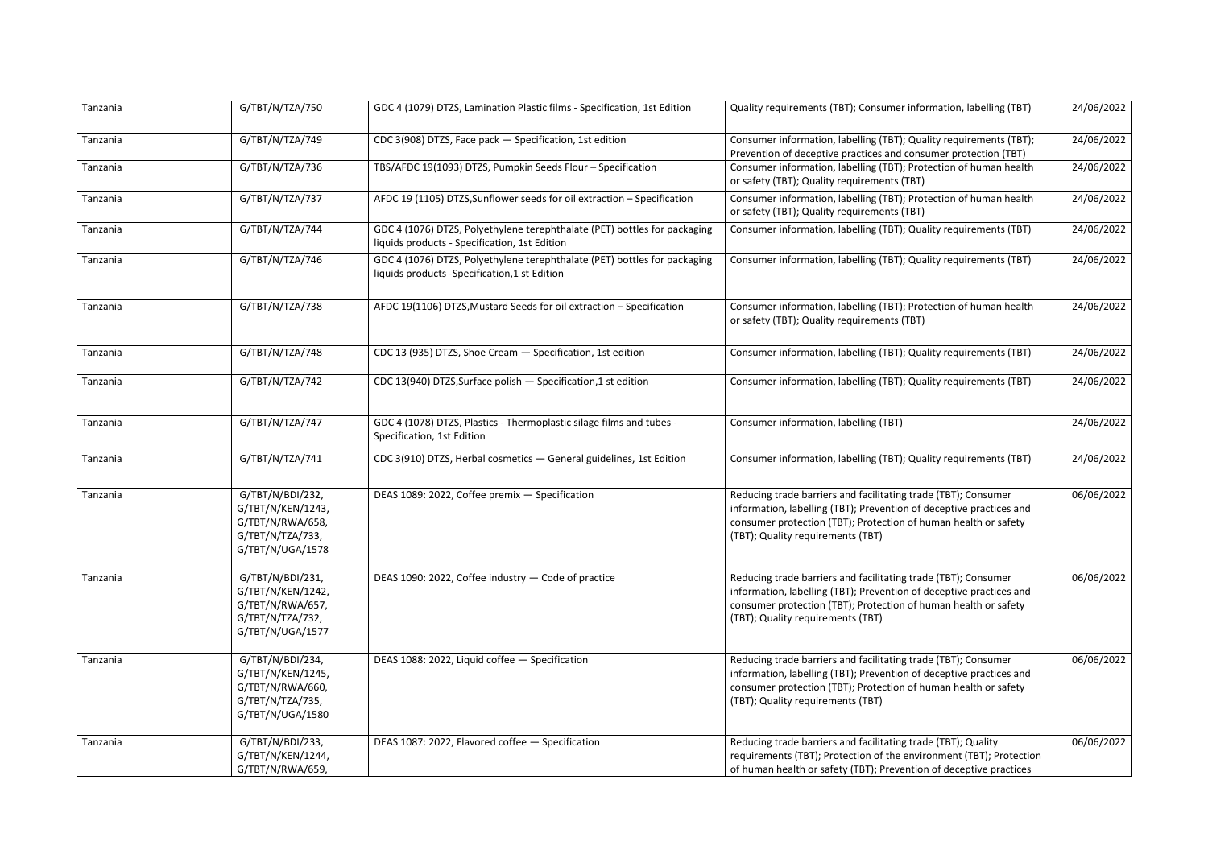| | | | | |
|---|---|---|---|---|
| Tanzania | G/TBT/N/TZA/750 | GDC 4 (1079) DTZS, Lamination Plastic films - Specification, 1st Edition | Quality requirements (TBT); Consumer information, labelling (TBT) | 24/06/2022 |
| Tanzania | G/TBT/N/TZA/749 | CDC 3(908) DTZS, Face pack — Specification, 1st edition | Consumer information, labelling (TBT); Quality requirements (TBT); Prevention of deceptive practices and consumer protection (TBT) | 24/06/2022 |
| Tanzania | G/TBT/N/TZA/736 | TBS/AFDC 19(1093) DTZS, Pumpkin Seeds Flour – Specification | Consumer information, labelling (TBT); Protection of human health or safety (TBT); Quality requirements (TBT) | 24/06/2022 |
| Tanzania | G/TBT/N/TZA/737 | AFDC 19 (1105) DTZS,Sunflower seeds for oil extraction – Specification | Consumer information, labelling (TBT); Protection of human health or safety (TBT); Quality requirements (TBT) | 24/06/2022 |
| Tanzania | G/TBT/N/TZA/744 | GDC 4 (1076) DTZS, Polyethylene terephthalate (PET) bottles for packaging liquids products - Specification, 1st Edition | Consumer information, labelling (TBT); Quality requirements (TBT) | 24/06/2022 |
| Tanzania | G/TBT/N/TZA/746 | GDC 4 (1076) DTZS, Polyethylene terephthalate (PET) bottles for packaging liquids products -Specification,1 st Edition | Consumer information, labelling (TBT); Quality requirements (TBT) | 24/06/2022 |
| Tanzania | G/TBT/N/TZA/738 | AFDC 19(1106) DTZS,Mustard Seeds for oil extraction – Specification | Consumer information, labelling (TBT); Protection of human health or safety (TBT); Quality requirements (TBT) | 24/06/2022 |
| Tanzania | G/TBT/N/TZA/748 | CDC 13 (935) DTZS, Shoe Cream — Specification, 1st edition | Consumer information, labelling (TBT); Quality requirements (TBT) | 24/06/2022 |
| Tanzania | G/TBT/N/TZA/742 | CDC 13(940) DTZS,Surface polish — Specification,1 st edition | Consumer information, labelling (TBT); Quality requirements (TBT) | 24/06/2022 |
| Tanzania | G/TBT/N/TZA/747 | GDC 4 (1078) DTZS, Plastics - Thermoplastic silage films and tubes - Specification, 1st Edition | Consumer information, labelling (TBT) | 24/06/2022 |
| Tanzania | G/TBT/N/TZA/741 | CDC 3(910) DTZS, Herbal cosmetics — General guidelines, 1st Edition | Consumer information, labelling (TBT); Quality requirements (TBT) | 24/06/2022 |
| Tanzania | G/TBT/N/BDI/232, G/TBT/N/KEN/1243, G/TBT/N/RWA/658, G/TBT/N/TZA/733, G/TBT/N/UGA/1578 | DEAS 1089: 2022, Coffee premix — Specification | Reducing trade barriers and facilitating trade (TBT); Consumer information, labelling (TBT); Prevention of deceptive practices and consumer protection (TBT); Protection of human health or safety (TBT); Quality requirements (TBT) | 06/06/2022 |
| Tanzania | G/TBT/N/BDI/231, G/TBT/N/KEN/1242, G/TBT/N/RWA/657, G/TBT/N/TZA/732, G/TBT/N/UGA/1577 | DEAS 1090: 2022, Coffee industry — Code of practice | Reducing trade barriers and facilitating trade (TBT); Consumer information, labelling (TBT); Prevention of deceptive practices and consumer protection (TBT); Protection of human health or safety (TBT); Quality requirements (TBT) | 06/06/2022 |
| Tanzania | G/TBT/N/BDI/234, G/TBT/N/KEN/1245, G/TBT/N/RWA/660, G/TBT/N/TZA/735, G/TBT/N/UGA/1580 | DEAS 1088: 2022, Liquid coffee — Specification | Reducing trade barriers and facilitating trade (TBT); Consumer information, labelling (TBT); Prevention of deceptive practices and consumer protection (TBT); Protection of human health or safety (TBT); Quality requirements (TBT) | 06/06/2022 |
| Tanzania | G/TBT/N/BDI/233, G/TBT/N/KEN/1244, G/TBT/N/RWA/659, | DEAS 1087: 2022, Flavored coffee — Specification | Reducing trade barriers and facilitating trade (TBT); Quality requirements (TBT); Protection of the environment (TBT); Protection of human health or safety (TBT); Prevention of deceptive practices | 06/06/2022 |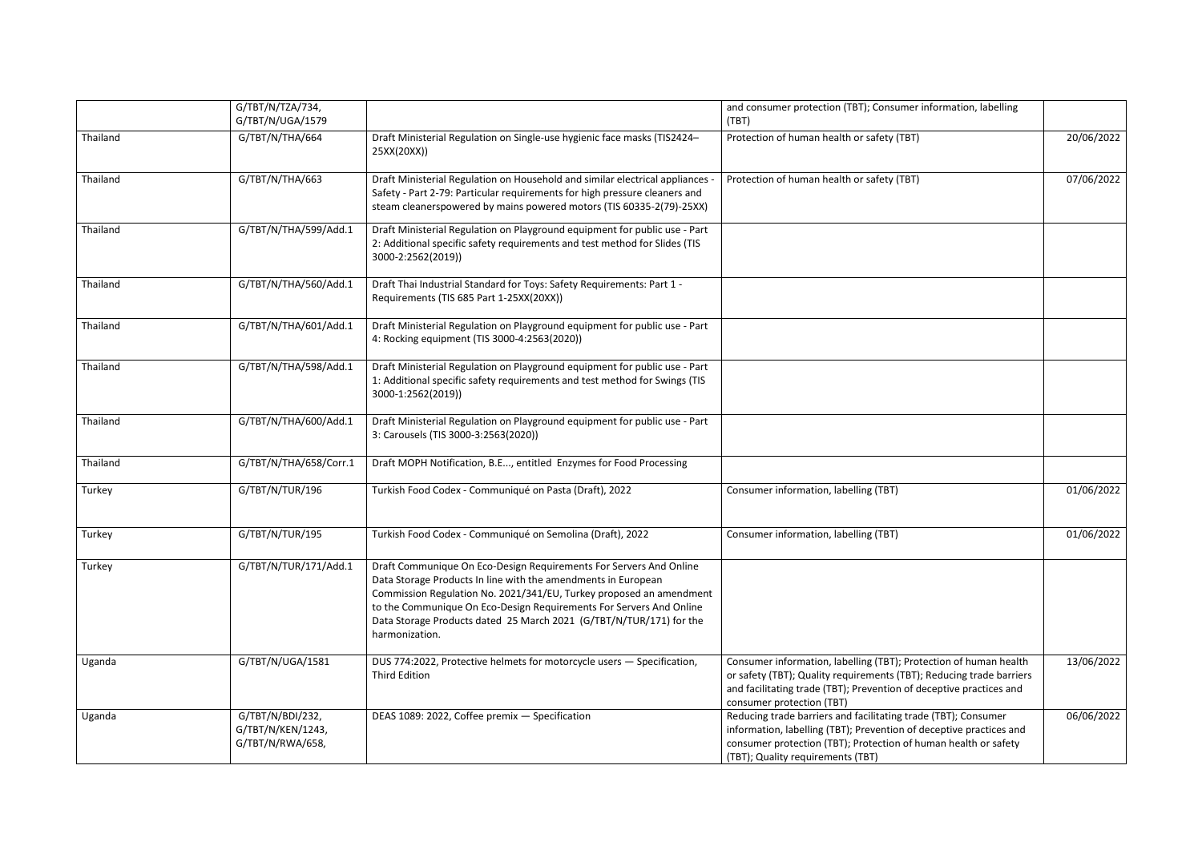| | | | | |
|---|---|---|---|---|
| | G/TBT/N/TZA/734, G/TBT/N/UGA/1579 | | and consumer protection (TBT); Consumer information, labelling (TBT) | |
| Thailand | G/TBT/N/THA/664 | Draft Ministerial Regulation on Single-use hygienic face masks (TIS2424–25XX(20XX)) | Protection of human health or safety (TBT) | 20/06/2022 |
| Thailand | G/TBT/N/THA/663 | Draft Ministerial Regulation on Household and similar electrical appliances - Safety - Part 2-79: Particular requirements for high pressure cleaners and steam cleanerspowered by mains powered motors (TIS 60335-2(79)-25XX) | Protection of human health or safety (TBT) | 07/06/2022 |
| Thailand | G/TBT/N/THA/599/Add.1 | Draft Ministerial Regulation on Playground equipment for public use - Part 2: Additional specific safety requirements and test method for Slides (TIS 3000-2:2562(2019)) | | |
| Thailand | G/TBT/N/THA/560/Add.1 | Draft Thai Industrial Standard for Toys: Safety Requirements: Part 1 - Requirements (TIS 685 Part 1-25XX(20XX)) | | |
| Thailand | G/TBT/N/THA/601/Add.1 | Draft Ministerial Regulation on Playground equipment for public use - Part 4: Rocking equipment (TIS 3000-4:2563(2020)) | | |
| Thailand | G/TBT/N/THA/598/Add.1 | Draft Ministerial Regulation on Playground equipment for public use - Part 1: Additional specific safety requirements and test method for Swings (TIS 3000-1:2562(2019)) | | |
| Thailand | G/TBT/N/THA/600/Add.1 | Draft Ministerial Regulation on Playground equipment for public use - Part 3: Carousels (TIS 3000-3:2563(2020)) | | |
| Thailand | G/TBT/N/THA/658/Corr.1 | Draft MOPH Notification, B.E..., entitled Enzymes for Food Processing | | |
| Turkey | G/TBT/N/TUR/196 | Turkish Food Codex - Communiqué on Pasta (Draft), 2022 | Consumer information, labelling (TBT) | 01/06/2022 |
| Turkey | G/TBT/N/TUR/195 | Turkish Food Codex - Communiqué on Semolina (Draft), 2022 | Consumer information, labelling (TBT) | 01/06/2022 |
| Turkey | G/TBT/N/TUR/171/Add.1 | Draft Communique On Eco-Design Requirements For Servers And Online Data Storage Products In line with the amendments in European Commission Regulation No. 2021/341/EU, Turkey proposed an amendment to the Communique On Eco-Design Requirements For Servers And Online Data Storage Products dated 25 March 2021 (G/TBT/N/TUR/171) for the harmonization. | | |
| Uganda | G/TBT/N/UGA/1581 | DUS 774:2022, Protective helmets for motorcycle users — Specification, Third Edition | Consumer information, labelling (TBT); Protection of human health or safety (TBT); Quality requirements (TBT); Reducing trade barriers and facilitating trade (TBT); Prevention of deceptive practices and consumer protection (TBT) | 13/06/2022 |
| Uganda | G/TBT/N/BDI/232, G/TBT/N/KEN/1243, G/TBT/N/RWA/658, | DEAS 1089: 2022, Coffee premix — Specification | Reducing trade barriers and facilitating trade (TBT); Consumer information, labelling (TBT); Prevention of deceptive practices and consumer protection (TBT); Protection of human health or safety (TBT); Quality requirements (TBT) | 06/06/2022 |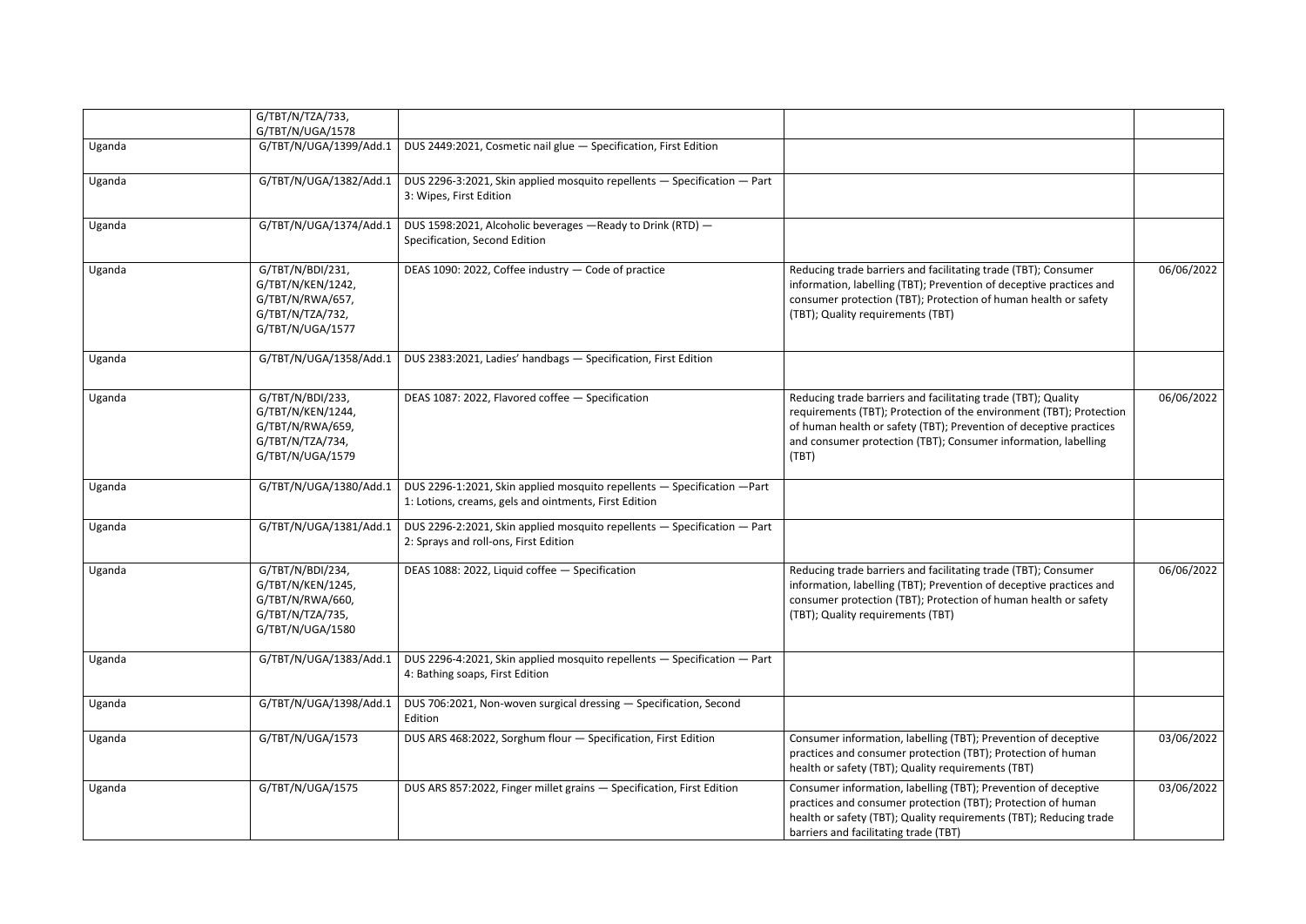|  |  |  |  |  |
|---|---|---|---|---|
|  | G/TBT/N/TZA/733, G/TBT/N/UGA/1578 |  |  |  |
| Uganda | G/TBT/N/UGA/1399/Add.1 | DUS 2449:2021, Cosmetic nail glue — Specification, First Edition |  |  |
| Uganda | G/TBT/N/UGA/1382/Add.1 | DUS 2296-3:2021, Skin applied mosquito repellents — Specification — Part 3: Wipes, First Edition |  |  |
| Uganda | G/TBT/N/UGA/1374/Add.1 | DUS 1598:2021, Alcoholic beverages —Ready to Drink (RTD) — Specification, Second Edition |  |  |
| Uganda | G/TBT/N/BDI/231, G/TBT/N/KEN/1242, G/TBT/N/RWA/657, G/TBT/N/TZA/732, G/TBT/N/UGA/1577 | DEAS 1090: 2022, Coffee industry — Code of practice | Reducing trade barriers and facilitating trade (TBT); Consumer information, labelling (TBT); Prevention of deceptive practices and consumer protection (TBT); Protection of human health or safety (TBT); Quality requirements (TBT) | 06/06/2022 |
| Uganda | G/TBT/N/UGA/1358/Add.1 | DUS 2383:2021, Ladies' handbags — Specification, First Edition |  |  |
| Uganda | G/TBT/N/BDI/233, G/TBT/N/KEN/1244, G/TBT/N/RWA/659, G/TBT/N/TZA/734, G/TBT/N/UGA/1579 | DEAS 1087: 2022, Flavored coffee — Specification | Reducing trade barriers and facilitating trade (TBT); Quality requirements (TBT); Protection of the environment (TBT); Protection of human health or safety (TBT); Prevention of deceptive practices and consumer protection (TBT); Consumer information, labelling (TBT) | 06/06/2022 |
| Uganda | G/TBT/N/UGA/1380/Add.1 | DUS 2296-1:2021, Skin applied mosquito repellents — Specification —Part 1: Lotions, creams, gels and ointments, First Edition |  |  |
| Uganda | G/TBT/N/UGA/1381/Add.1 | DUS 2296-2:2021, Skin applied mosquito repellents — Specification — Part 2: Sprays and roll-ons, First Edition |  |  |
| Uganda | G/TBT/N/BDI/234, G/TBT/N/KEN/1245, G/TBT/N/RWA/660, G/TBT/N/TZA/735, G/TBT/N/UGA/1580 | DEAS 1088: 2022, Liquid coffee — Specification | Reducing trade barriers and facilitating trade (TBT); Consumer information, labelling (TBT); Prevention of deceptive practices and consumer protection (TBT); Protection of human health or safety (TBT); Quality requirements (TBT) | 06/06/2022 |
| Uganda | G/TBT/N/UGA/1383/Add.1 | DUS 2296-4:2021, Skin applied mosquito repellents — Specification — Part 4: Bathing soaps, First Edition |  |  |
| Uganda | G/TBT/N/UGA/1398/Add.1 | DUS 706:2021, Non-woven surgical dressing — Specification, Second Edition |  |  |
| Uganda | G/TBT/N/UGA/1573 | DUS ARS 468:2022, Sorghum flour — Specification, First Edition | Consumer information, labelling (TBT); Prevention of deceptive practices and consumer protection (TBT); Protection of human health or safety (TBT); Quality requirements (TBT) | 03/06/2022 |
| Uganda | G/TBT/N/UGA/1575 | DUS ARS 857:2022, Finger millet grains — Specification, First Edition | Consumer information, labelling (TBT); Prevention of deceptive practices and consumer protection (TBT); Protection of human health or safety (TBT); Quality requirements (TBT); Reducing trade barriers and facilitating trade (TBT) | 03/06/2022 |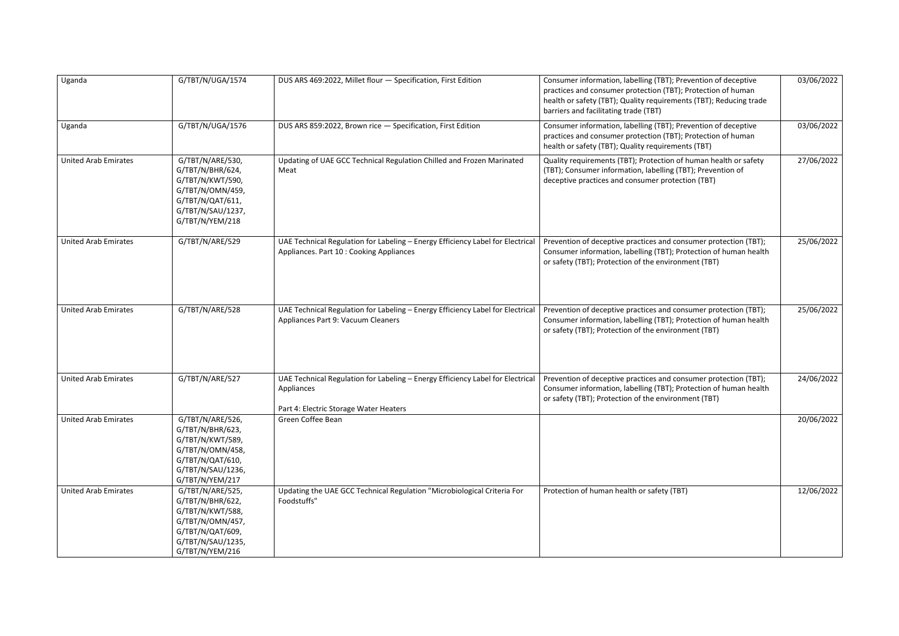| Uganda | G/TBT/N/UGA/1574 | DUS ARS 469:2022, Millet flour — Specification, First Edition | Consumer information, labelling (TBT); Prevention of deceptive practices and consumer protection (TBT); Protection of human health or safety (TBT); Quality requirements (TBT); Reducing trade barriers and facilitating trade (TBT) | 03/06/2022 |
|---|---|---|---|---|
| Uganda | G/TBT/N/UGA/1576 | DUS ARS 859:2022, Brown rice — Specification, First Edition | Consumer information, labelling (TBT); Prevention of deceptive practices and consumer protection (TBT); Protection of human health or safety (TBT); Quality requirements (TBT) | 03/06/2022 |
| United Arab Emirates | G/TBT/N/ARE/530, G/TBT/N/BHR/624, G/TBT/N/KWT/590, G/TBT/N/OMN/459, G/TBT/N/QAT/611, G/TBT/N/SAU/1237, G/TBT/N/YEM/218 | Updating of UAE GCC Technical Regulation Chilled and Frozen Marinated Meat | Quality requirements (TBT); Protection of human health or safety (TBT); Consumer information, labelling (TBT); Prevention of deceptive practices and consumer protection (TBT) | 27/06/2022 |
| United Arab Emirates | G/TBT/N/ARE/529 | UAE Technical Regulation for Labeling – Energy Efficiency Label for Electrical Appliances. Part 10 : Cooking Appliances | Prevention of deceptive practices and consumer protection (TBT); Consumer information, labelling (TBT); Protection of human health or safety (TBT); Protection of the environment (TBT) | 25/06/2022 |
| United Arab Emirates | G/TBT/N/ARE/528 | UAE Technical Regulation for Labeling – Energy Efficiency Label for Electrical Appliances Part 9: Vacuum Cleaners | Prevention of deceptive practices and consumer protection (TBT); Consumer information, labelling (TBT); Protection of human health or safety (TBT); Protection of the environment (TBT) | 25/06/2022 |
| United Arab Emirates | G/TBT/N/ARE/527 | UAE Technical Regulation for Labeling – Energy Efficiency Label for Electrical Appliances<br><br>Part 4: Electric Storage Water Heaters | Prevention of deceptive practices and consumer protection (TBT); Consumer information, labelling (TBT); Protection of human health or safety (TBT); Protection of the environment (TBT) | 24/06/2022 |
| United Arab Emirates | G/TBT/N/ARE/526, G/TBT/N/BHR/623, G/TBT/N/KWT/589, G/TBT/N/OMN/458, G/TBT/N/QAT/610, G/TBT/N/SAU/1236, G/TBT/N/YEM/217 | Green Coffee Bean | | 20/06/2022 |
| United Arab Emirates | G/TBT/N/ARE/525, G/TBT/N/BHR/622, G/TBT/N/KWT/588, G/TBT/N/OMN/457, G/TBT/N/QAT/609, G/TBT/N/SAU/1235, G/TBT/N/YEM/216 | Updating the UAE GCC Technical Regulation "Microbiological Criteria For Foodstuffs" | Protection of human health or safety (TBT) | 12/06/2022 |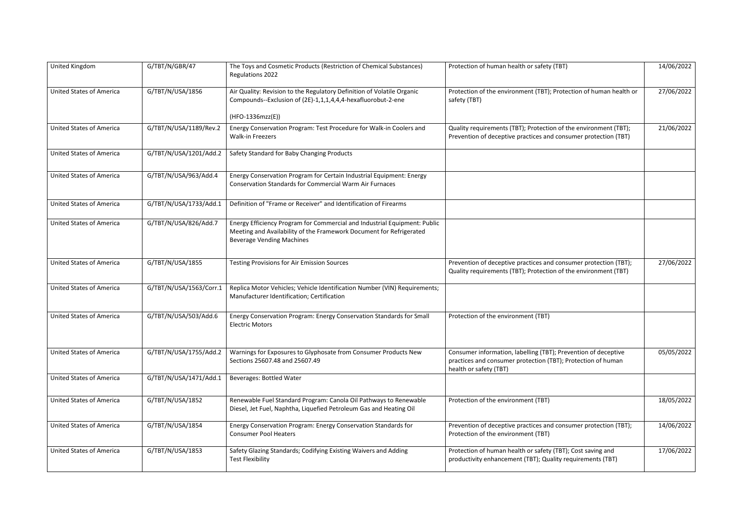| United Kingdom | G/TBT/N/GBR/47 | The Toys and Cosmetic Products (Restriction of Chemical Substances) Regulations 2022 | Protection of human health or safety (TBT) | 14/06/2022 |
|---|---|---|---|---|
| United States of America | G/TBT/N/USA/1856 | Air Quality: Revision to the Regulatory Definition of Volatile Organic Compounds--Exclusion of (2E)-1,1,1,4,4,4-hexafluorobut-2-ene (HFO-1336mzz(E)) | Protection of the environment (TBT); Protection of human health or safety (TBT) | 27/06/2022 |
| United States of America | G/TBT/N/USA/1189/Rev.2 | Energy Conservation Program: Test Procedure for Walk-in Coolers and Walk-in Freezers | Quality requirements (TBT); Protection of the environment (TBT); Prevention of deceptive practices and consumer protection (TBT) | 21/06/2022 |
| United States of America | G/TBT/N/USA/1201/Add.2 | Safety Standard for Baby Changing Products | | |
| United States of America | G/TBT/N/USA/963/Add.4 | Energy Conservation Program for Certain Industrial Equipment: Energy Conservation Standards for Commercial Warm Air Furnaces | | |
| United States of America | G/TBT/N/USA/1733/Add.1 | Definition of "Frame or Receiver" and Identification of Firearms | | |
| United States of America | G/TBT/N/USA/826/Add.7 | Energy Efficiency Program for Commercial and Industrial Equipment: Public Meeting and Availability of the Framework Document for Refrigerated Beverage Vending Machines | | |
| United States of America | G/TBT/N/USA/1855 | Testing Provisions for Air Emission Sources | Prevention of deceptive practices and consumer protection (TBT); Quality requirements (TBT); Protection of the environment (TBT) | 27/06/2022 |
| United States of America | G/TBT/N/USA/1563/Corr.1 | Replica Motor Vehicles; Vehicle Identification Number (VIN) Requirements; Manufacturer Identification; Certification | | |
| United States of America | G/TBT/N/USA/503/Add.6 | Energy Conservation Program: Energy Conservation Standards for Small Electric Motors | Protection of the environment (TBT) | |
| United States of America | G/TBT/N/USA/1755/Add.2 | Warnings for Exposures to Glyphosate from Consumer Products New Sections 25607.48 and 25607.49 | Consumer information, labelling (TBT); Prevention of deceptive practices and consumer protection (TBT); Protection of human health or safety (TBT) | 05/05/2022 |
| United States of America | G/TBT/N/USA/1471/Add.1 | Beverages: Bottled Water | | |
| United States of America | G/TBT/N/USA/1852 | Renewable Fuel Standard Program: Canola Oil Pathways to Renewable Diesel, Jet Fuel, Naphtha, Liquefied Petroleum Gas and Heating Oil | Protection of the environment (TBT) | 18/05/2022 |
| United States of America | G/TBT/N/USA/1854 | Energy Conservation Program: Energy Conservation Standards for Consumer Pool Heaters | Prevention of deceptive practices and consumer protection (TBT); Protection of the environment (TBT) | 14/06/2022 |
| United States of America | G/TBT/N/USA/1853 | Safety Glazing Standards; Codifying Existing Waivers and Adding Test Flexibility | Protection of human health or safety (TBT); Cost saving and productivity enhancement (TBT); Quality requirements (TBT) | 17/06/2022 |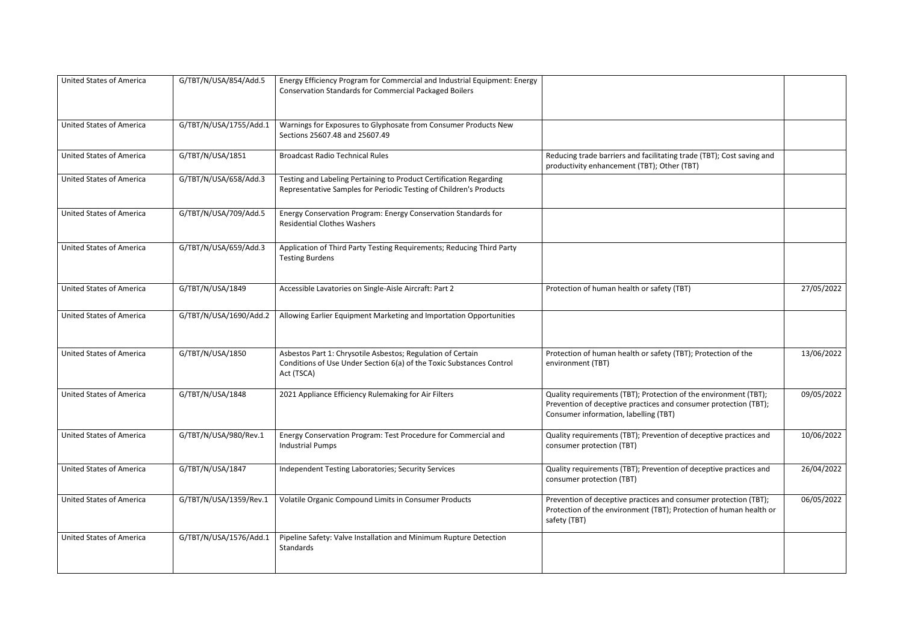| | | | | |
|---|---|---|---|---|
| United States of America | G/TBT/N/USA/854/Add.5 | Energy Efficiency Program for Commercial and Industrial Equipment: Energy Conservation Standards for Commercial Packaged Boilers | | |
| United States of America | G/TBT/N/USA/1755/Add.1 | Warnings for Exposures to Glyphosate from Consumer Products New Sections 25607.48 and 25607.49 | | |
| United States of America | G/TBT/N/USA/1851 | Broadcast Radio Technical Rules | Reducing trade barriers and facilitating trade (TBT); Cost saving and productivity enhancement (TBT); Other (TBT) | |
| United States of America | G/TBT/N/USA/658/Add.3 | Testing and Labeling Pertaining to Product Certification Regarding Representative Samples for Periodic Testing of Children's Products | | |
| United States of America | G/TBT/N/USA/709/Add.5 | Energy Conservation Program: Energy Conservation Standards for Residential Clothes Washers | | |
| United States of America | G/TBT/N/USA/659/Add.3 | Application of Third Party Testing Requirements; Reducing Third Party Testing Burdens | | |
| United States of America | G/TBT/N/USA/1849 | Accessible Lavatories on Single-Aisle Aircraft: Part 2 | Protection of human health or safety (TBT) | 27/05/2022 |
| United States of America | G/TBT/N/USA/1690/Add.2 | Allowing Earlier Equipment Marketing and Importation Opportunities | | |
| United States of America | G/TBT/N/USA/1850 | Asbestos Part 1: Chrysotile Asbestos; Regulation of Certain Conditions of Use Under Section 6(a) of the Toxic Substances Control Act (TSCA) | Protection of human health or safety (TBT); Protection of the environment (TBT) | 13/06/2022 |
| United States of America | G/TBT/N/USA/1848 | 2021 Appliance Efficiency Rulemaking for Air Filters | Quality requirements (TBT); Protection of the environment (TBT); Prevention of deceptive practices and consumer protection (TBT); Consumer information, labelling (TBT) | 09/05/2022 |
| United States of America | G/TBT/N/USA/980/Rev.1 | Energy Conservation Program: Test Procedure for Commercial and Industrial Pumps | Quality requirements (TBT); Prevention of deceptive practices and consumer protection (TBT) | 10/06/2022 |
| United States of America | G/TBT/N/USA/1847 | Independent Testing Laboratories; Security Services | Quality requirements (TBT); Prevention of deceptive practices and consumer protection (TBT) | 26/04/2022 |
| United States of America | G/TBT/N/USA/1359/Rev.1 | Volatile Organic Compound Limits in Consumer Products | Prevention of deceptive practices and consumer protection (TBT); Protection of the environment (TBT); Protection of human health or safety (TBT) | 06/05/2022 |
| United States of America | G/TBT/N/USA/1576/Add.1 | Pipeline Safety: Valve Installation and Minimum Rupture Detection Standards | | |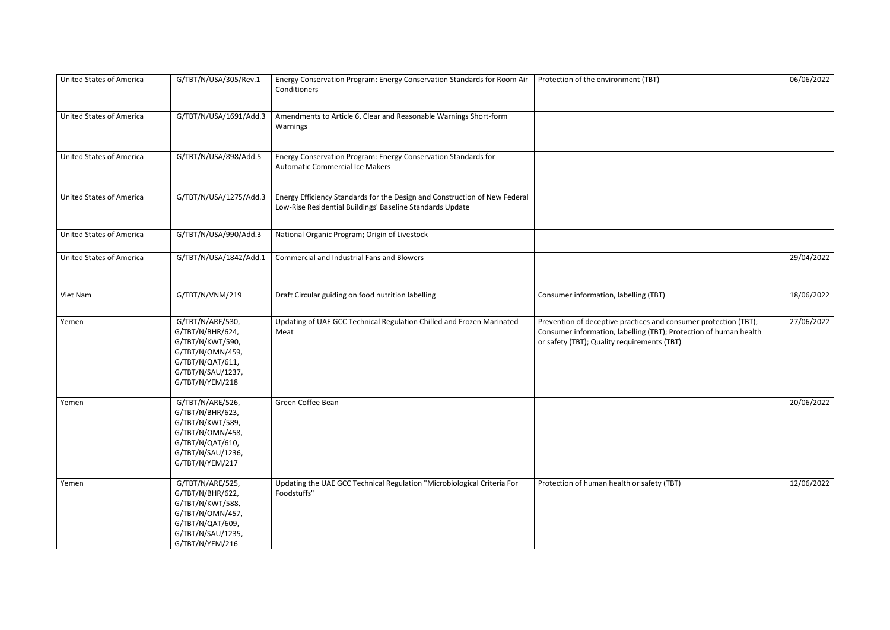| | | | | |
|---|---|---|---|---|
| United States of America | G/TBT/N/USA/305/Rev.1 | Energy Conservation Program: Energy Conservation Standards for Room Air Conditioners | Protection of the environment (TBT) | 06/06/2022 |
| United States of America | G/TBT/N/USA/1691/Add.3 | Amendments to Article 6, Clear and Reasonable Warnings Short-form Warnings | | |
| United States of America | G/TBT/N/USA/898/Add.5 | Energy Conservation Program: Energy Conservation Standards for Automatic Commercial Ice Makers | | |
| United States of America | G/TBT/N/USA/1275/Add.3 | Energy Efficiency Standards for the Design and Construction of New Federal Low-Rise Residential Buildings' Baseline Standards Update | | |
| United States of America | G/TBT/N/USA/990/Add.3 | National Organic Program; Origin of Livestock | | |
| United States of America | G/TBT/N/USA/1842/Add.1 | Commercial and Industrial Fans and Blowers | | 29/04/2022 |
| Viet Nam | G/TBT/N/VNM/219 | Draft Circular guiding on food nutrition labelling | Consumer information, labelling (TBT) | 18/06/2022 |
| Yemen | G/TBT/N/ARE/530, G/TBT/N/BHR/624, G/TBT/N/KWT/590, G/TBT/N/OMN/459, G/TBT/N/QAT/611, G/TBT/N/SAU/1237, G/TBT/N/YEM/218 | Updating of UAE GCC Technical Regulation Chilled and Frozen Marinated Meat | Prevention of deceptive practices and consumer protection (TBT); Consumer information, labelling (TBT); Protection of human health or safety (TBT); Quality requirements (TBT) | 27/06/2022 |
| Yemen | G/TBT/N/ARE/526, G/TBT/N/BHR/623, G/TBT/N/KWT/589, G/TBT/N/OMN/458, G/TBT/N/QAT/610, G/TBT/N/SAU/1236, G/TBT/N/YEM/217 | Green Coffee Bean | | 20/06/2022 |
| Yemen | G/TBT/N/ARE/525, G/TBT/N/BHR/622, G/TBT/N/KWT/588, G/TBT/N/OMN/457, G/TBT/N/QAT/609, G/TBT/N/SAU/1235, G/TBT/N/YEM/216 | Updating the UAE GCC Technical Regulation "Microbiological Criteria For Foodstuffs" | Protection of human health or safety (TBT) | 12/06/2022 |